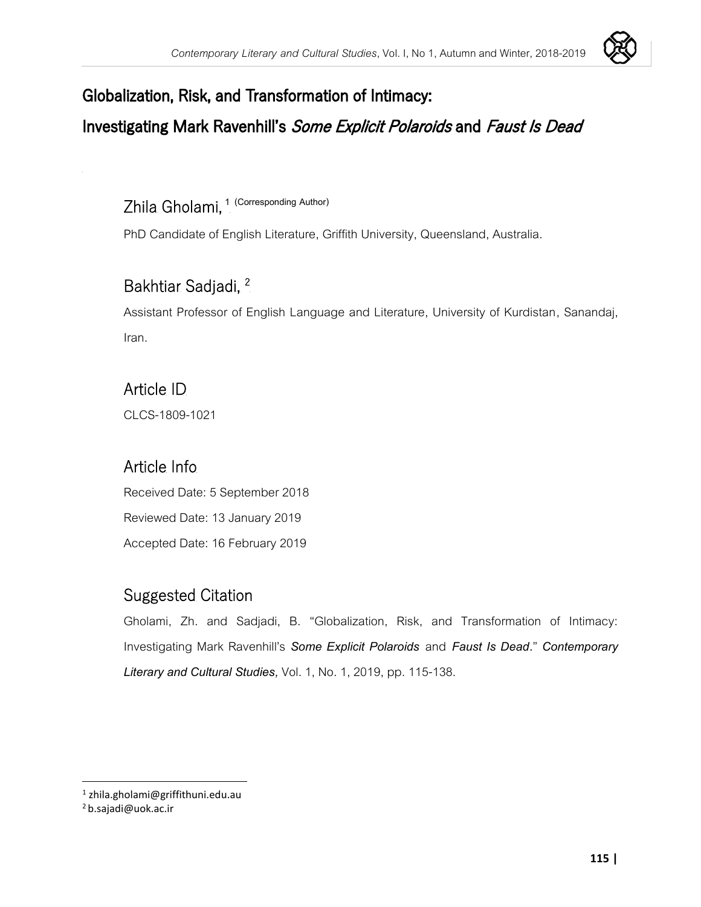# Globalization, Risk, and Transformation of Intimacy:

# Investigating Mark Ravenhill's *Some Explicit Polaroids* and *Faust Is Dead*

## Zhila Gholami, [1] (Corresponding Author)

PhD Candidate of English Literature, Griffith University, Queensland, Australia.

## Bakhtiar Sadjadi, [2]

Assistant Professor of English Language and Literature, University of Kurdistan, Sanandaj, Iran.

## Article ID

CLCS-1809-1021

## Article Info

Received Date: 5 September 2018

Reviewed Date: 13 January 2019

Accepted Date: 16 February 2019

## Suggested Citation

Gholami, Zh. and Sadjadi, B. "Globalization, Risk, and Transformation of Intimacy: Investigating Mark Ravenhill's ***Some Explicit Polaroids*** and ***Faust Is Dead***." ***Contemporary Literary and Cultural Studies,*** Vol. 1, No. 1, 2019, pp. 115-138.

---

[1] zhila.gholami@griffithuni.edu.au

[2] b.sajadi@uok.ac.ir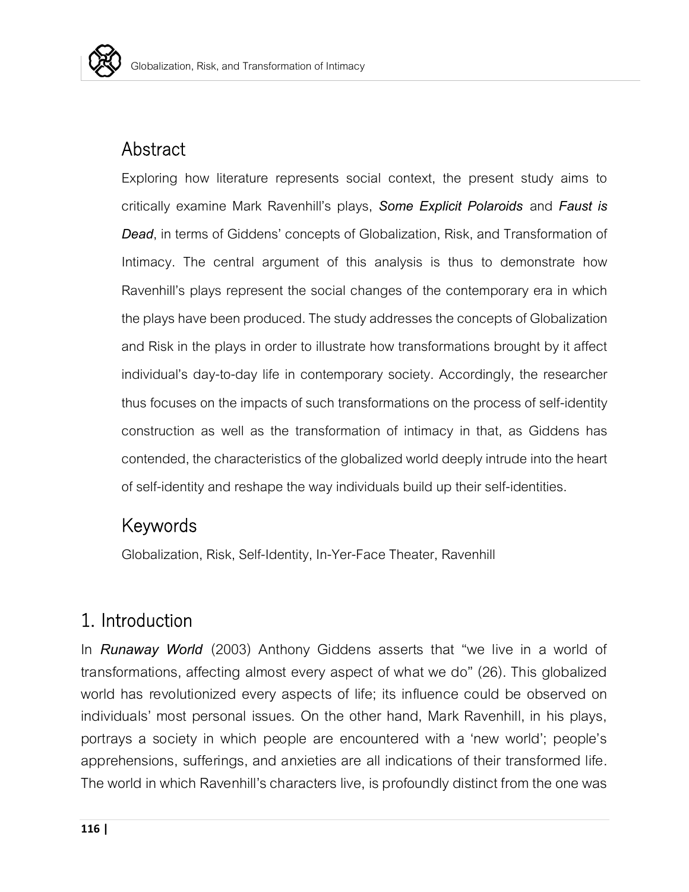## Abstract

Exploring how literature represents social context, the present study aims to critically examine Mark Ravenhill's plays, ***Some Explicit Polaroids*** and ***Faust is Dead***, in terms of Giddens' concepts of Globalization, Risk, and Transformation of Intimacy. The central argument of this analysis is thus to demonstrate how Ravenhill's plays represent the social changes of the contemporary era in which the plays have been produced. The study addresses the concepts of Globalization and Risk in the plays in order to illustrate how transformations brought by it affect individual's day-to-day life in contemporary society. Accordingly, the researcher thus focuses on the impacts of such transformations on the process of self-identity construction as well as the transformation of intimacy in that, as Giddens has contended, the characteristics of the globalized world deeply intrude into the heart of self-identity and reshape the way individuals build up their self-identities.

## Keywords

Globalization, Risk, Self-Identity, In-Yer-Face Theater, Ravenhill

## 1. Introduction

In ***Runaway World*** (2003) Anthony Giddens asserts that "we live in a world of transformations, affecting almost every aspect of what we do" (26). This globalized world has revolutionized every aspects of life; its influence could be observed on individuals' most personal issues. On the other hand, Mark Ravenhill, in his plays, portrays a society in which people are encountered with a 'new world'; people's apprehensions, sufferings, and anxieties are all indications of their transformed life. The world in which Ravenhill's characters live, is profoundly distinct from the one was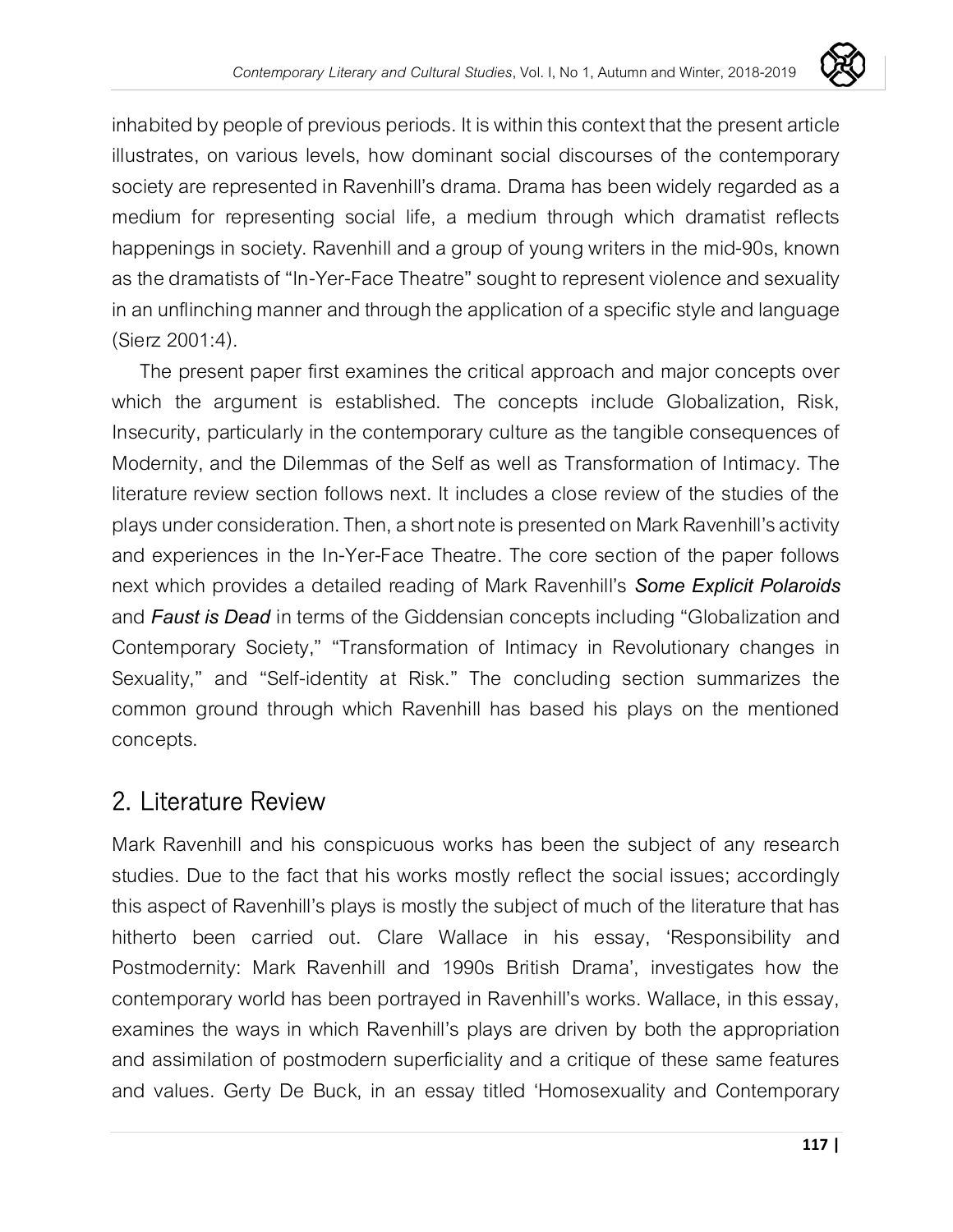inhabited by people of previous periods. It is within this context that the present article illustrates, on various levels, how dominant social discourses of the contemporary society are represented in Ravenhill's drama. Drama has been widely regarded as a medium for representing social life, a medium through which dramatist reflects happenings in society. Ravenhill and a group of young writers in the mid-90s, known as the dramatists of "In-Yer-Face Theatre" sought to represent violence and sexuality in an unflinching manner and through the application of a specific style and language (Sierz 2001:4).

The present paper first examines the critical approach and major concepts over which the argument is established. The concepts include Globalization, Risk, Insecurity, particularly in the contemporary culture as the tangible consequences of Modernity, and the Dilemmas of the Self as well as Transformation of Intimacy. The literature review section follows next. It includes a close review of the studies of the plays under consideration. Then, a short note is presented on Mark Ravenhill's activity and experiences in the In-Yer-Face Theatre. The core section of the paper follows next which provides a detailed reading of Mark Ravenhill's ***Some Explicit Polaroids*** and ***Faust is Dead*** in terms of the Giddensian concepts including "Globalization and Contemporary Society," "Transformation of Intimacy in Revolutionary changes in Sexuality," and "Self-identity at Risk." The concluding section summarizes the common ground through which Ravenhill has based his plays on the mentioned concepts.

## 2. Literature Review

Mark Ravenhill and his conspicuous works has been the subject of any research studies. Due to the fact that his works mostly reflect the social issues; accordingly this aspect of Ravenhill's plays is mostly the subject of much of the literature that has hitherto been carried out. Clare Wallace in his essay, 'Responsibility and Postmodernity: Mark Ravenhill and 1990s British Drama', investigates how the contemporary world has been portrayed in Ravenhill's works. Wallace, in this essay, examines the ways in which Ravenhill's plays are driven by both the appropriation and assimilation of postmodern superficiality and a critique of these same features and values. Gerty De Buck, in an essay titled 'Homosexuality and Contemporary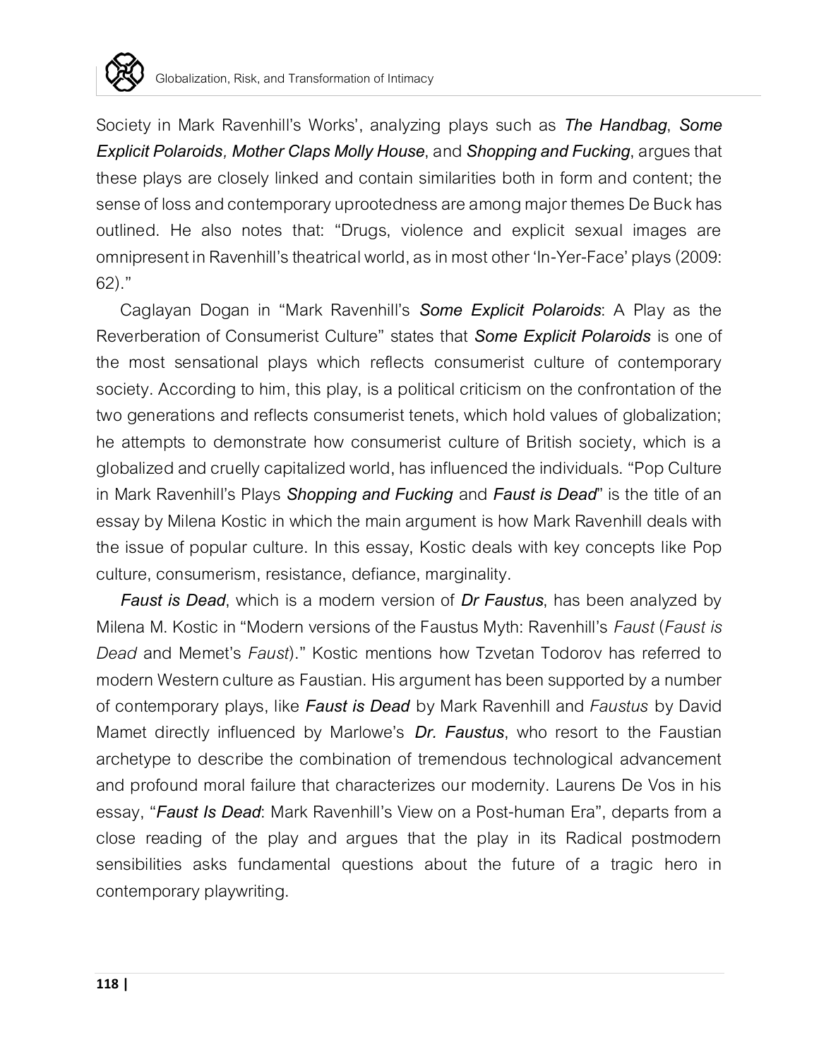Society in Mark Ravenhill's Works', analyzing plays such as ***The Handbag***, ***Some Explicit Polaroids, Mother Claps Molly House***, and ***Shopping and Fucking***, argues that these plays are closely linked and contain similarities both in form and content; the sense of loss and contemporary uprootedness are among major themes De Buck has outlined. He also notes that: "Drugs, violence and explicit sexual images are omnipresent in Ravenhill's theatrical world, as in most other 'In-Yer-Face' plays (2009: 62)."

Caglayan Dogan in "Mark Ravenhill's ***Some Explicit Polaroids***: A Play as the Reverberation of Consumerist Culture" states that ***Some Explicit Polaroids*** is one of the most sensational plays which reflects consumerist culture of contemporary society. According to him, this play, is a political criticism on the confrontation of the two generations and reflects consumerist tenets, which hold values of globalization; he attempts to demonstrate how consumerist culture of British society, which is a globalized and cruelly capitalized world, has influenced the individuals. "Pop Culture in Mark Ravenhill's Plays ***Shopping and Fucking*** and ***Faust is Dead***" is the title of an essay by Milena Kostic in which the main argument is how Mark Ravenhill deals with the issue of popular culture. In this essay, Kostic deals with key concepts like Pop culture, consumerism, resistance, defiance, marginality.

***Faust is Dead***, which is a modern version of ***Dr Faustus***, has been analyzed by Milena M. Kostic in "Modern versions of the Faustus Myth: Ravenhill's *Faust* (*Faust is Dead* and Memet's *Faust*)." Kostic mentions how Tzvetan Todorov has referred to modern Western culture as Faustian. His argument has been supported by a number of contemporary plays, like ***Faust is Dead*** by Mark Ravenhill and *Faustus* by David Mamet directly influenced by Marlowe's ***Dr. Faustus***, who resort to the Faustian archetype to describe the combination of tremendous technological advancement and profound moral failure that characterizes our modernity. Laurens De Vos in his essay, "***Faust Is Dead***: Mark Ravenhill's View on a Post-human Era", departs from a close reading of the play and argues that the play in its Radical postmodern sensibilities asks fundamental questions about the future of a tragic hero in contemporary playwriting.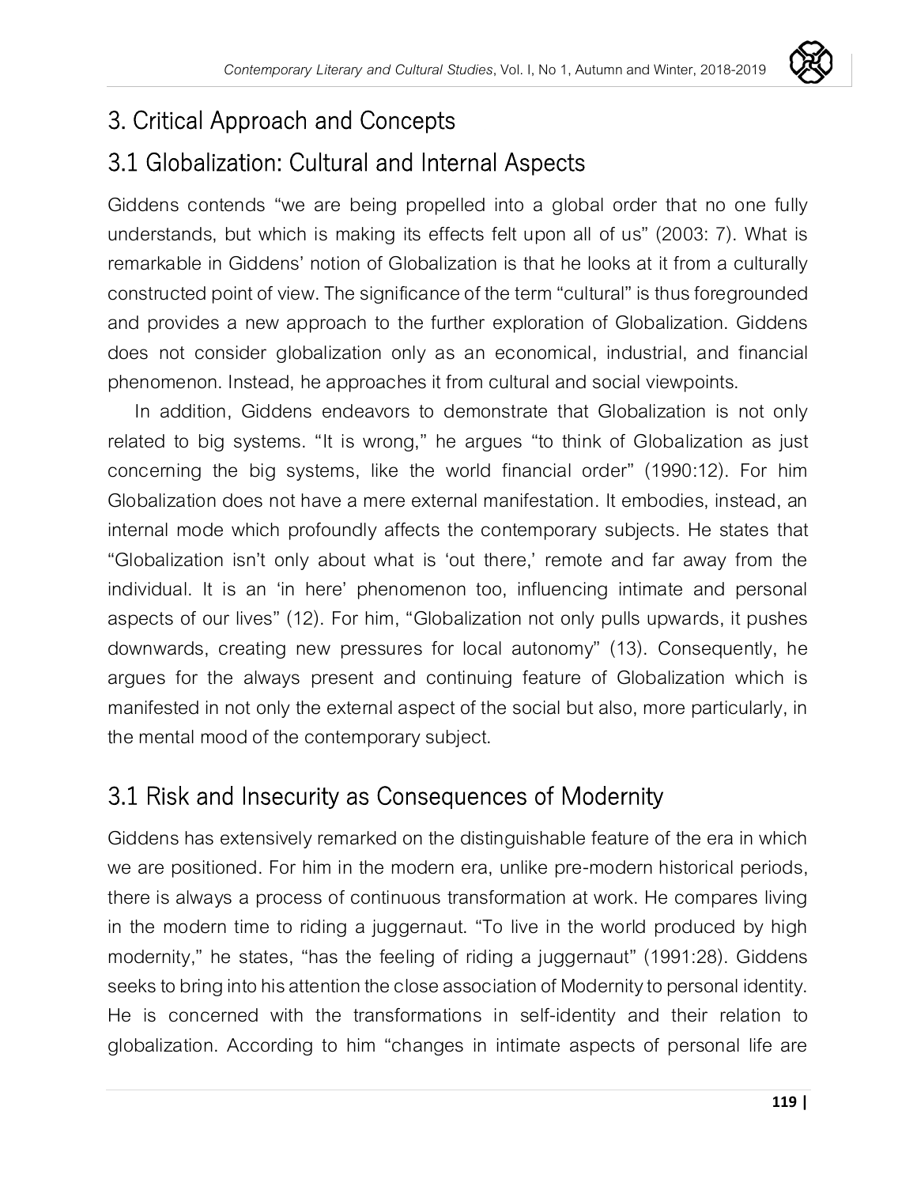## 3. Critical Approach and Concepts

### 3.1 Globalization: Cultural and Internal Aspects

Giddens contends "we are being propelled into a global order that no one fully understands, but which is making its effects felt upon all of us" (2003: 7). What is remarkable in Giddens' notion of Globalization is that he looks at it from a culturally constructed point of view. The significance of the term "cultural" is thus foregrounded and provides a new approach to the further exploration of Globalization. Giddens does not consider globalization only as an economical, industrial, and financial phenomenon. Instead, he approaches it from cultural and social viewpoints.

In addition, Giddens endeavors to demonstrate that Globalization is not only related to big systems. "It is wrong," he argues "to think of Globalization as just concerning the big systems, like the world financial order" (1990:12). For him Globalization does not have a mere external manifestation. It embodies, instead, an internal mode which profoundly affects the contemporary subjects. He states that "Globalization isn't only about what is 'out there,' remote and far away from the individual. It is an 'in here' phenomenon too, influencing intimate and personal aspects of our lives" (12). For him, "Globalization not only pulls upwards, it pushes downwards, creating new pressures for local autonomy" (13). Consequently, he argues for the always present and continuing feature of Globalization which is manifested in not only the external aspect of the social but also, more particularly, in the mental mood of the contemporary subject.

### 3.1 Risk and Insecurity as Consequences of Modernity

Giddens has extensively remarked on the distinguishable feature of the era in which we are positioned. For him in the modern era, unlike pre-modern historical periods, there is always a process of continuous transformation at work. He compares living in the modern time to riding a juggernaut. "To live in the world produced by high modernity," he states, "has the feeling of riding a juggernaut" (1991:28). Giddens seeks to bring into his attention the close association of Modernity to personal identity. He is concerned with the transformations in self-identity and their relation to globalization. According to him "changes in intimate aspects of personal life are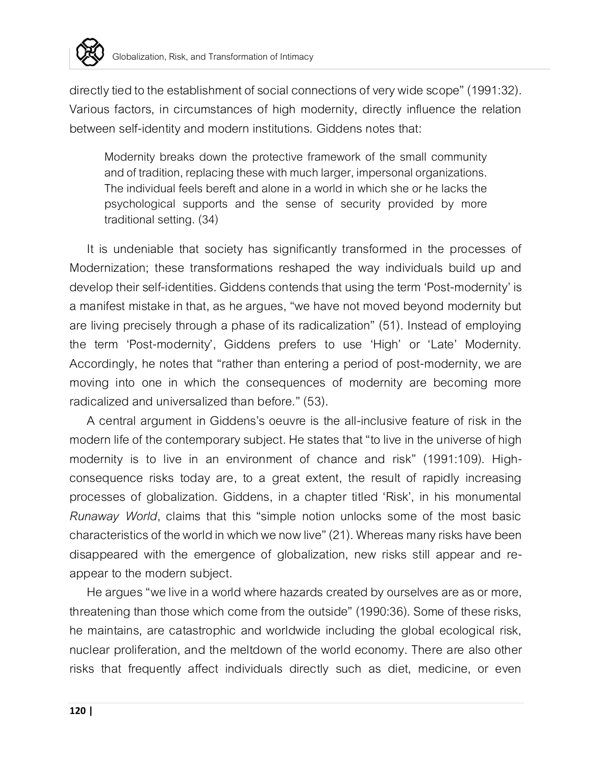directly tied to the establishment of social connections of very wide scope" (1991:32). Various factors, in circumstances of high modernity, directly influence the relation between self-identity and modern institutions. Giddens notes that:

> Modernity breaks down the protective framework of the small community and of tradition, replacing these with much larger, impersonal organizations. The individual feels bereft and alone in a world in which she or he lacks the psychological supports and the sense of security provided by more traditional setting. (34)

It is undeniable that society has significantly transformed in the processes of Modernization; these transformations reshaped the way individuals build up and develop their self-identities. Giddens contends that using the term 'Post-modernity' is a manifest mistake in that, as he argues, "we have not moved beyond modernity but are living precisely through a phase of its radicalization" (51). Instead of employing the term 'Post-modernity', Giddens prefers to use 'High' or 'Late' Modernity. Accordingly, he notes that "rather than entering a period of post-modernity, we are moving into one in which the consequences of modernity are becoming more radicalized and universalized than before." (53).

A central argument in Giddens's oeuvre is the all-inclusive feature of risk in the modern life of the contemporary subject. He states that "to live in the universe of high modernity is to live in an environment of chance and risk" (1991:109). High-consequence risks today are, to a great extent, the result of rapidly increasing processes of globalization. Giddens, in a chapter titled 'Risk', in his monumental *Runaway World*, claims that this "simple notion unlocks some of the most basic characteristics of the world in which we now live" (21). Whereas many risks have been disappeared with the emergence of globalization, new risks still appear and re-appear to the modern subject.

He argues "we live in a world where hazards created by ourselves are as or more, threatening than those which come from the outside" (1990:36). Some of these risks, he maintains, are catastrophic and worldwide including the global ecological risk, nuclear proliferation, and the meltdown of the world economy. There are also other risks that frequently affect individuals directly such as diet, medicine, or even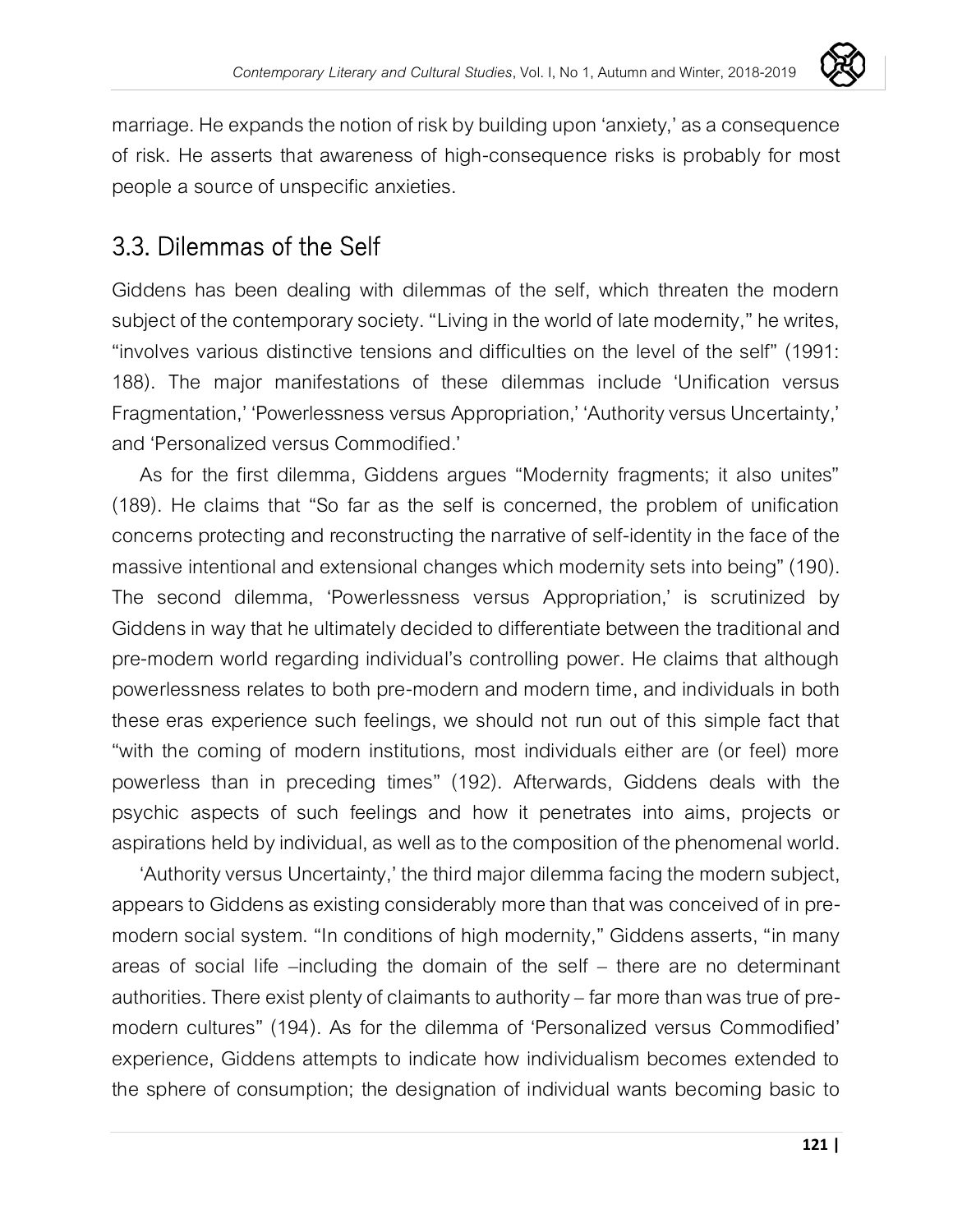marriage. He expands the notion of risk by building upon 'anxiety,' as a consequence of risk. He asserts that awareness of high-consequence risks is probably for most people a source of unspecific anxieties.

## 3.3. Dilemmas of the Self

Giddens has been dealing with dilemmas of the self, which threaten the modern subject of the contemporary society. "Living in the world of late modernity," he writes, "involves various distinctive tensions and difficulties on the level of the self" (1991: 188). The major manifestations of these dilemmas include 'Unification versus Fragmentation,' 'Powerlessness versus Appropriation,' 'Authority versus Uncertainty,' and 'Personalized versus Commodified.'

As for the first dilemma, Giddens argues "Modernity fragments; it also unites" (189). He claims that "So far as the self is concerned, the problem of unification concerns protecting and reconstructing the narrative of self-identity in the face of the massive intentional and extensional changes which modernity sets into being" (190). The second dilemma, 'Powerlessness versus Appropriation,' is scrutinized by Giddens in way that he ultimately decided to differentiate between the traditional and pre-modern world regarding individual's controlling power. He claims that although powerlessness relates to both pre-modern and modern time, and individuals in both these eras experience such feelings, we should not run out of this simple fact that "with the coming of modern institutions, most individuals either are (or feel) more powerless than in preceding times" (192). Afterwards, Giddens deals with the psychic aspects of such feelings and how it penetrates into aims, projects or aspirations held by individual, as well as to the composition of the phenomenal world.

'Authority versus Uncertainty,' the third major dilemma facing the modern subject, appears to Giddens as existing considerably more than that was conceived of in pre-modern social system. "In conditions of high modernity," Giddens asserts, "in many areas of social life –including the domain of the self – there are no determinant authorities. There exist plenty of claimants to authority – far more than was true of pre-modern cultures" (194). As for the dilemma of 'Personalized versus Commodified' experience, Giddens attempts to indicate how individualism becomes extended to the sphere of consumption; the designation of individual wants becoming basic to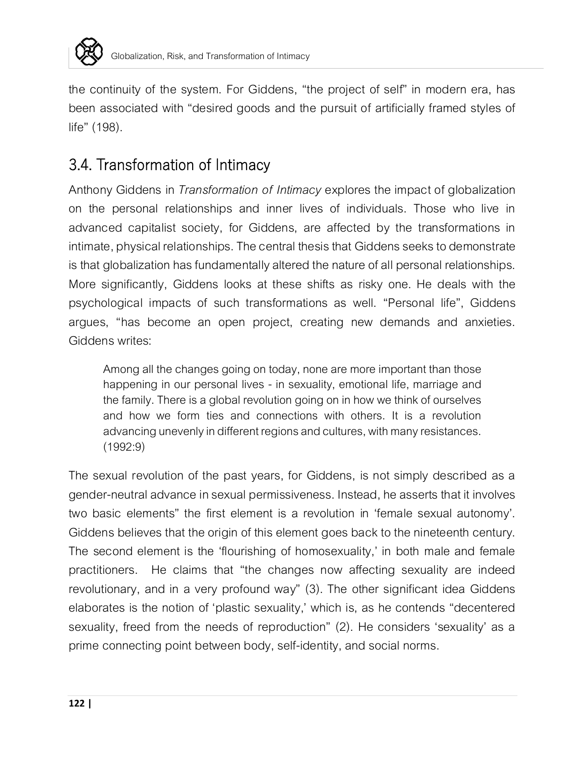the continuity of the system. For Giddens, "the project of self" in modern era, has been associated with "desired goods and the pursuit of artificially framed styles of life" (198).

## 3.4. Transformation of Intimacy

Anthony Giddens in *Transformation of Intimacy* explores the impact of globalization on the personal relationships and inner lives of individuals. Those who live in advanced capitalist society, for Giddens, are affected by the transformations in intimate, physical relationships. The central thesis that Giddens seeks to demonstrate is that globalization has fundamentally altered the nature of all personal relationships. More significantly, Giddens looks at these shifts as risky one. He deals with the psychological impacts of such transformations as well. "Personal life", Giddens argues, "has become an open project, creating new demands and anxieties. Giddens writes:

> Among all the changes going on today, none are more important than those happening in our personal lives - in sexuality, emotional life, marriage and the family. There is a global revolution going on in how we think of ourselves and how we form ties and connections with others. It is a revolution advancing unevenly in different regions and cultures, with many resistances. (1992:9)

The sexual revolution of the past years, for Giddens, is not simply described as a gender-neutral advance in sexual permissiveness. Instead, he asserts that it involves two basic elements" the first element is a revolution in 'female sexual autonomy'. Giddens believes that the origin of this element goes back to the nineteenth century. The second element is the 'flourishing of homosexuality,' in both male and female practitioners. He claims that "the changes now affecting sexuality are indeed revolutionary, and in a very profound way" (3). The other significant idea Giddens elaborates is the notion of 'plastic sexuality,' which is, as he contends "decentered sexuality, freed from the needs of reproduction" (2). He considers 'sexuality' as a prime connecting point between body, self-identity, and social norms.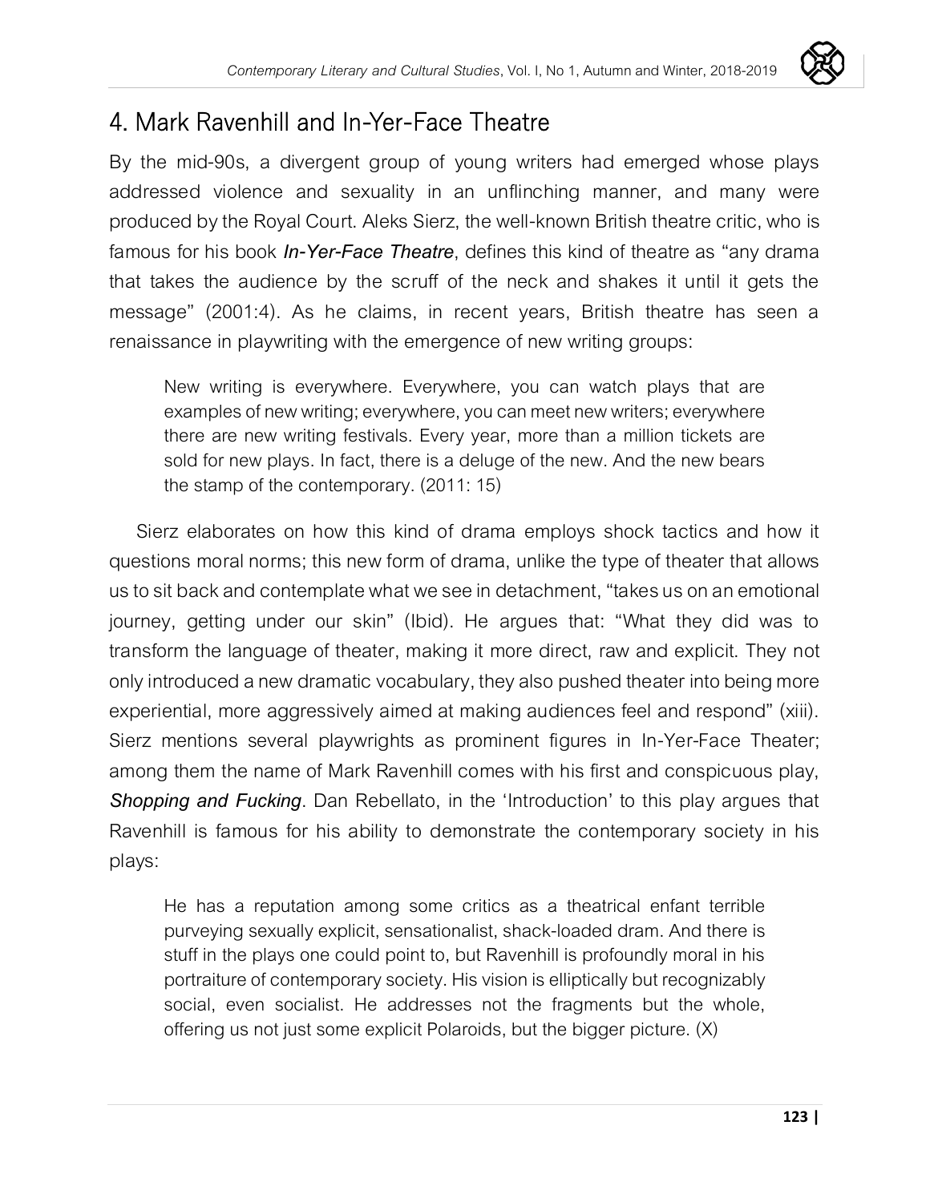## 4. Mark Ravenhill and In-Yer-Face Theatre

By the mid-90s, a divergent group of young writers had emerged whose plays addressed violence and sexuality in an unflinching manner, and many were produced by the Royal Court. Aleks Sierz, the well-known British theatre critic, who is famous for his book ***In-Yer-Face Theatre***, defines this kind of theatre as "any drama that takes the audience by the scruff of the neck and shakes it until it gets the message" (2001:4). As he claims, in recent years, British theatre has seen a renaissance in playwriting with the emergence of new writing groups:

> New writing is everywhere. Everywhere, you can watch plays that are examples of new writing; everywhere, you can meet new writers; everywhere there are new writing festivals. Every year, more than a million tickets are sold for new plays. In fact, there is a deluge of the new. And the new bears the stamp of the contemporary. (2011: 15)

Sierz elaborates on how this kind of drama employs shock tactics and how it questions moral norms; this new form of drama, unlike the type of theater that allows us to sit back and contemplate what we see in detachment, "takes us on an emotional journey, getting under our skin" (Ibid). He argues that: "What they did was to transform the language of theater, making it more direct, raw and explicit. They not only introduced a new dramatic vocabulary, they also pushed theater into being more experiential, more aggressively aimed at making audiences feel and respond" (xiii). Sierz mentions several playwrights as prominent figures in In-Yer-Face Theater; among them the name of Mark Ravenhill comes with his first and conspicuous play, ***Shopping and Fucking***. Dan Rebellato, in the 'Introduction' to this play argues that Ravenhill is famous for his ability to demonstrate the contemporary society in his plays:

> He has a reputation among some critics as a theatrical enfant terrible purveying sexually explicit, sensationalist, shack-loaded dram. And there is stuff in the plays one could point to, but Ravenhill is profoundly moral in his portraiture of contemporary society. His vision is elliptically but recognizably social, even socialist. He addresses not the fragments but the whole, offering us not just some explicit Polaroids, but the bigger picture. (X)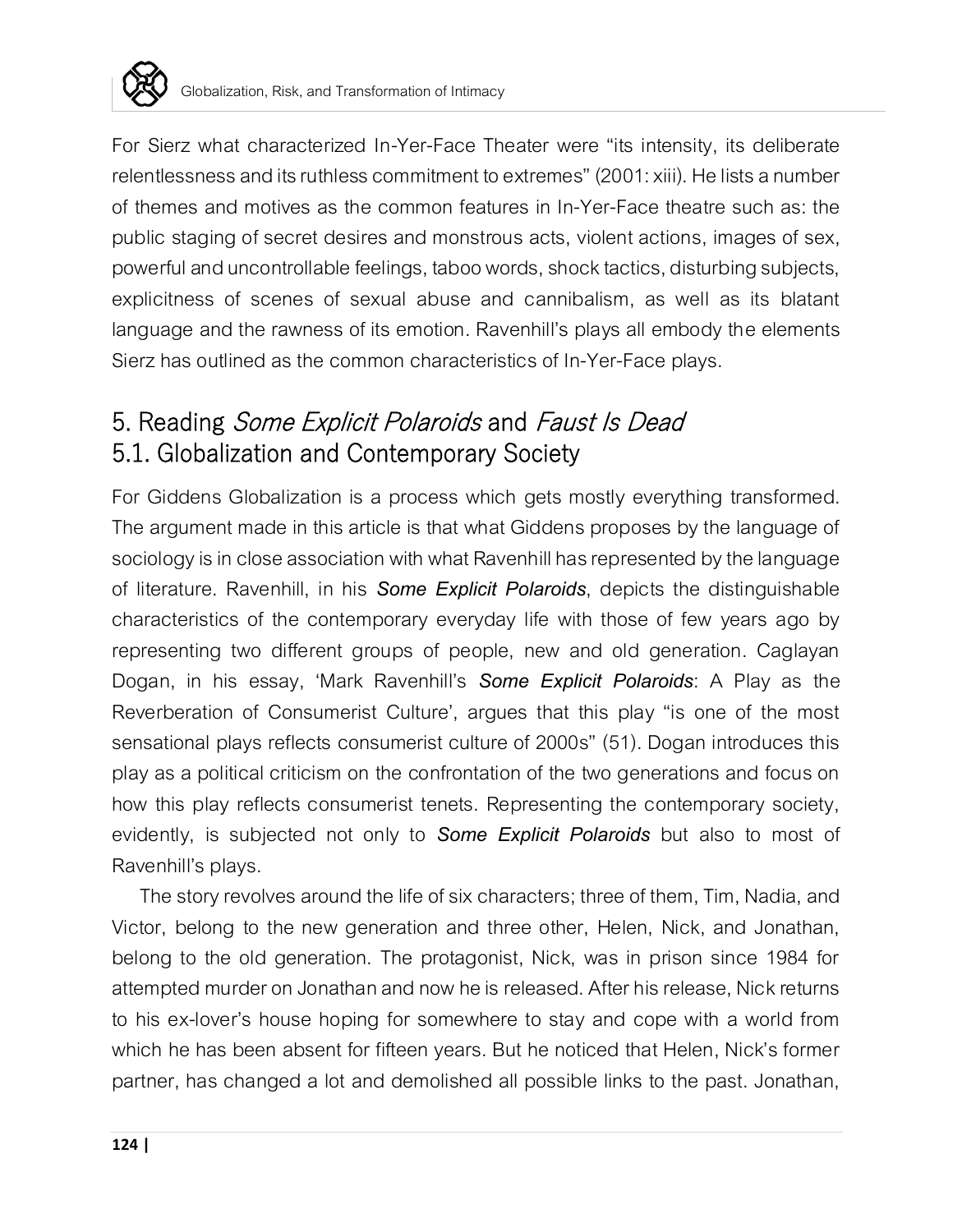For Sierz what characterized In-Yer-Face Theater were "its intensity, its deliberate relentlessness and its ruthless commitment to extremes" (2001: xiii). He lists a number of themes and motives as the common features in In-Yer-Face theatre such as: the public staging of secret desires and monstrous acts, violent actions, images of sex, powerful and uncontrollable feelings, taboo words, shock tactics, disturbing subjects, explicitness of scenes of sexual abuse and cannibalism, as well as its blatant language and the rawness of its emotion. Ravenhill's plays all embody the elements Sierz has outlined as the common characteristics of In-Yer-Face plays.

## 5. Reading *Some Explicit Polaroids* and *Faust Is Dead*

### 5.1. Globalization and Contemporary Society

For Giddens Globalization is a process which gets mostly everything transformed. The argument made in this article is that what Giddens proposes by the language of sociology is in close association with what Ravenhill has represented by the language of literature. Ravenhill, in his ***Some Explicit Polaroids***, depicts the distinguishable characteristics of the contemporary everyday life with those of few years ago by representing two different groups of people, new and old generation. Caglayan Dogan, in his essay, 'Mark Ravenhill's ***Some Explicit Polaroids***: A Play as the Reverberation of Consumerist Culture', argues that this play "is one of the most sensational plays reflects consumerist culture of 2000s" (51). Dogan introduces this play as a political criticism on the confrontation of the two generations and focus on how this play reflects consumerist tenets. Representing the contemporary society, evidently, is subjected not only to ***Some Explicit Polaroids*** but also to most of Ravenhill's plays.

The story revolves around the life of six characters; three of them, Tim, Nadia, and Victor, belong to the new generation and three other, Helen, Nick, and Jonathan, belong to the old generation. The protagonist, Nick, was in prison since 1984 for attempted murder on Jonathan and now he is released. After his release, Nick returns to his ex-lover's house hoping for somewhere to stay and cope with a world from which he has been absent for fifteen years. But he noticed that Helen, Nick's former partner, has changed a lot and demolished all possible links to the past. Jonathan,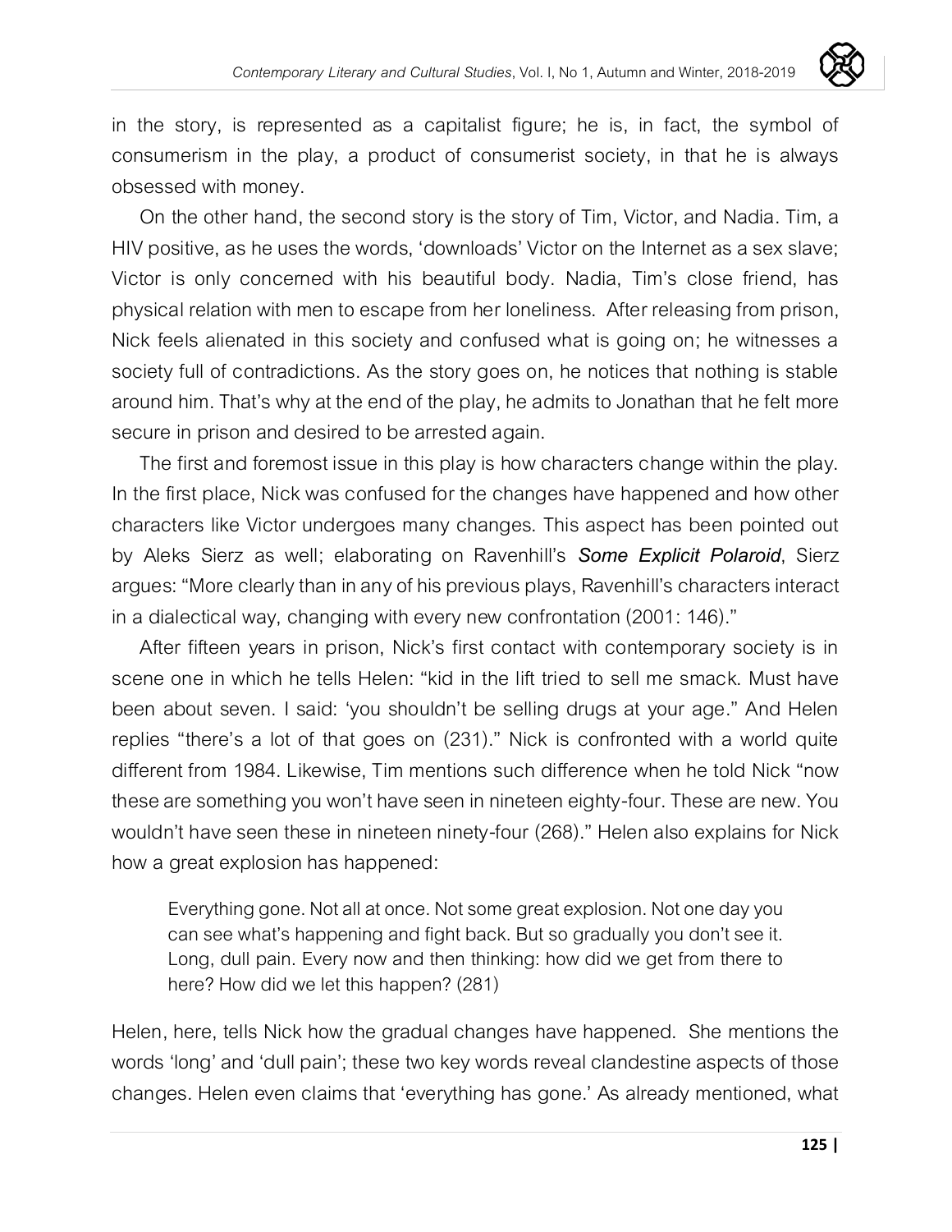in the story, is represented as a capitalist figure; he is, in fact, the symbol of consumerism in the play, a product of consumerist society, in that he is always obsessed with money.

On the other hand, the second story is the story of Tim, Victor, and Nadia. Tim, a HIV positive, as he uses the words, 'downloads' Victor on the Internet as a sex slave; Victor is only concerned with his beautiful body. Nadia, Tim's close friend, has physical relation with men to escape from her loneliness. After releasing from prison, Nick feels alienated in this society and confused what is going on; he witnesses a society full of contradictions. As the story goes on, he notices that nothing is stable around him. That's why at the end of the play, he admits to Jonathan that he felt more secure in prison and desired to be arrested again.

The first and foremost issue in this play is how characters change within the play. In the first place, Nick was confused for the changes have happened and how other characters like Victor undergoes many changes. This aspect has been pointed out by Aleks Sierz as well; elaborating on Ravenhill's ***Some Explicit Polaroid***, Sierz argues: "More clearly than in any of his previous plays, Ravenhill's characters interact in a dialectical way, changing with every new confrontation (2001: 146)."

After fifteen years in prison, Nick's first contact with contemporary society is in scene one in which he tells Helen: "kid in the lift tried to sell me smack. Must have been about seven. I said: 'you shouldn't be selling drugs at your age." And Helen replies "there's a lot of that goes on (231)." Nick is confronted with a world quite different from 1984. Likewise, Tim mentions such difference when he told Nick "now these are something you won't have seen in nineteen eighty-four. These are new. You wouldn't have seen these in nineteen ninety-four (268)." Helen also explains for Nick how a great explosion has happened:

> Everything gone. Not all at once. Not some great explosion. Not one day you can see what's happening and fight back. But so gradually you don't see it. Long, dull pain. Every now and then thinking: how did we get from there to here? How did we let this happen? (281)

Helen, here, tells Nick how the gradual changes have happened. She mentions the words 'long' and 'dull pain'; these two key words reveal clandestine aspects of those changes. Helen even claims that 'everything has gone.' As already mentioned, what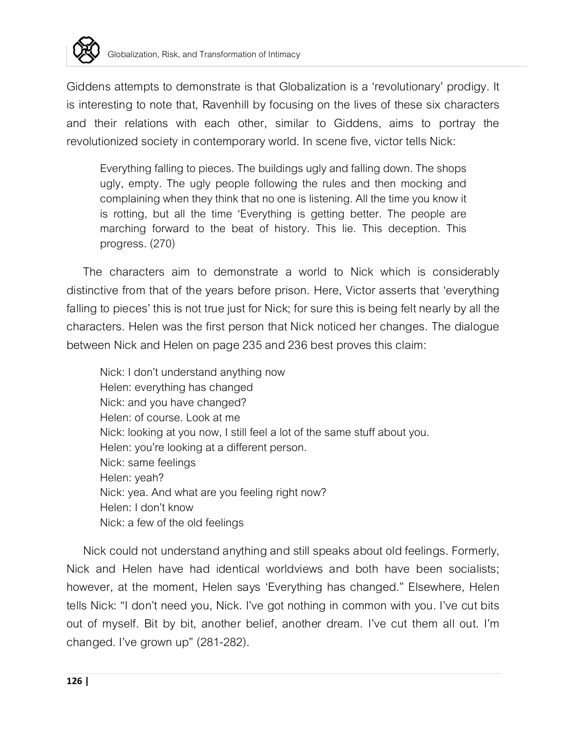Giddens attempts to demonstrate is that Globalization is a 'revolutionary' prodigy. It is interesting to note that, Ravenhill by focusing on the lives of these six characters and their relations with each other, similar to Giddens, aims to portray the revolutionized society in contemporary world. In scene five, victor tells Nick:

> Everything falling to pieces. The buildings ugly and falling down. The shops ugly, empty. The ugly people following the rules and then mocking and complaining when they think that no one is listening. All the time you know it is rotting, but all the time 'Everything is getting better. The people are marching forward to the beat of history. This lie. This deception. This progress. (270)

The characters aim to demonstrate a world to Nick which is considerably distinctive from that of the years before prison. Here, Victor asserts that 'everything falling to pieces' this is not true just for Nick; for sure this is being felt nearly by all the characters. Helen was the first person that Nick noticed her changes. The dialogue between Nick and Helen on page 235 and 236 best proves this claim:

> Nick: I don't understand anything now
> Helen: everything has changed
> Nick: and you have changed?
> Helen: of course. Look at me
> Nick: looking at you now, I still feel a lot of the same stuff about you.
> Helen: you're looking at a different person.
> Nick: same feelings
> Helen: yeah?
> Nick: yea. And what are you feeling right now?
> Helen: I don't know
> Nick: a few of the old feelings

Nick could not understand anything and still speaks about old feelings. Formerly, Nick and Helen have had identical worldviews and both have been socialists; however, at the moment, Helen says 'Everything has changed." Elsewhere, Helen tells Nick: "I don't need you, Nick. I've got nothing in common with you. I've cut bits out of myself. Bit by bit, another belief, another dream. I've cut them all out. I'm changed. I've grown up" (281-282).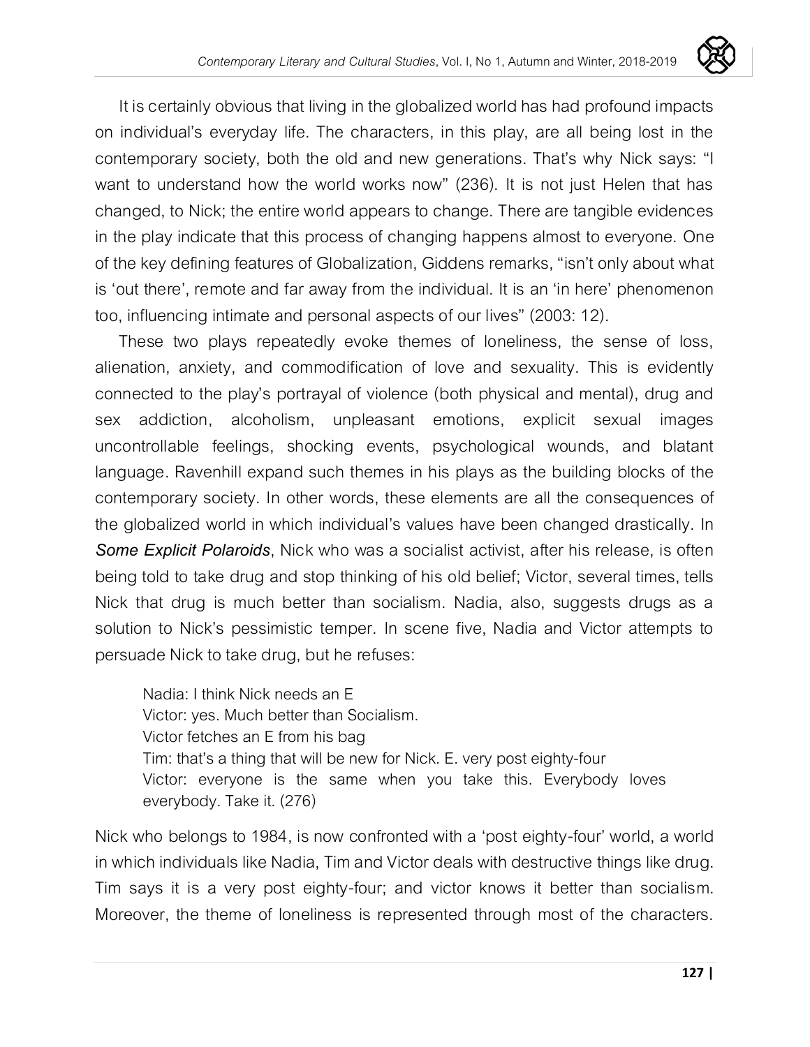It is certainly obvious that living in the globalized world has had profound impacts on individual's everyday life. The characters, in this play, are all being lost in the contemporary society, both the old and new generations. That's why Nick says: "I want to understand how the world works now" (236). It is not just Helen that has changed, to Nick; the entire world appears to change. There are tangible evidences in the play indicate that this process of changing happens almost to everyone. One of the key defining features of Globalization, Giddens remarks, "isn't only about what is 'out there', remote and far away from the individual. It is an 'in here' phenomenon too, influencing intimate and personal aspects of our lives" (2003: 12).

These two plays repeatedly evoke themes of loneliness, the sense of loss, alienation, anxiety, and commodification of love and sexuality. This is evidently connected to the play's portrayal of violence (both physical and mental), drug and sex addiction, alcoholism, unpleasant emotions, explicit sexual images uncontrollable feelings, shocking events, psychological wounds, and blatant language. Ravenhill expand such themes in his plays as the building blocks of the contemporary society. In other words, these elements are all the consequences of the globalized world in which individual's values have been changed drastically. In ***Some Explicit Polaroids***, Nick who was a socialist activist, after his release, is often being told to take drug and stop thinking of his old belief; Victor, several times, tells Nick that drug is much better than socialism. Nadia, also, suggests drugs as a solution to Nick's pessimistic temper. In scene five, Nadia and Victor attempts to persuade Nick to take drug, but he refuses:

> Nadia: I think Nick needs an E
> Victor: yes. Much better than Socialism.
> Victor fetches an E from his bag
> Tim: that's a thing that will be new for Nick. E. very post eighty-four
> Victor: everyone is the same when you take this. Everybody loves everybody. Take it. (276)

Nick who belongs to 1984, is now confronted with a 'post eighty-four' world, a world in which individuals like Nadia, Tim and Victor deals with destructive things like drug. Tim says it is a very post eighty-four; and victor knows it better than socialism. Moreover, the theme of loneliness is represented through most of the characters.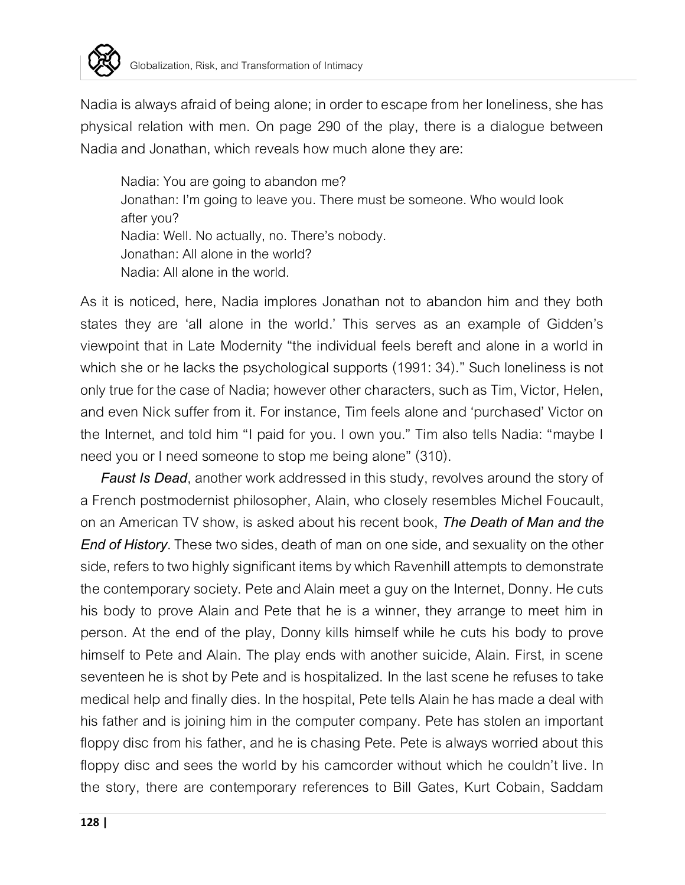Nadia is always afraid of being alone; in order to escape from her loneliness, she has physical relation with men. On page 290 of the play, there is a dialogue between Nadia and Jonathan, which reveals how much alone they are:

> Nadia: You are going to abandon me?
> Jonathan: I'm going to leave you. There must be someone. Who would look after you?
> Nadia: Well. No actually, no. There's nobody.
> Jonathan: All alone in the world?
> Nadia: All alone in the world.

As it is noticed, here, Nadia implores Jonathan not to abandon him and they both states they are 'all alone in the world.' This serves as an example of Gidden's viewpoint that in Late Modernity "the individual feels bereft and alone in a world in which she or he lacks the psychological supports (1991: 34)." Such loneliness is not only true for the case of Nadia; however other characters, such as Tim, Victor, Helen, and even Nick suffer from it. For instance, Tim feels alone and 'purchased' Victor on the Internet, and told him "I paid for you. I own you." Tim also tells Nadia: "maybe I need you or I need someone to stop me being alone" (310).

***Faust Is Dead***, another work addressed in this study, revolves around the story of a French postmodernist philosopher, Alain, who closely resembles Michel Foucault, on an American TV show, is asked about his recent book, ***The Death of Man and the End of History***. These two sides, death of man on one side, and sexuality on the other side, refers to two highly significant items by which Ravenhill attempts to demonstrate the contemporary society. Pete and Alain meet a guy on the Internet, Donny. He cuts his body to prove Alain and Pete that he is a winner, they arrange to meet him in person. At the end of the play, Donny kills himself while he cuts his body to prove himself to Pete and Alain. The play ends with another suicide, Alain. First, in scene seventeen he is shot by Pete and is hospitalized. In the last scene he refuses to take medical help and finally dies. In the hospital, Pete tells Alain he has made a deal with his father and is joining him in the computer company. Pete has stolen an important floppy disc from his father, and he is chasing Pete. Pete is always worried about this floppy disc and sees the world by his camcorder without which he couldn't live. In the story, there are contemporary references to Bill Gates, Kurt Cobain, Saddam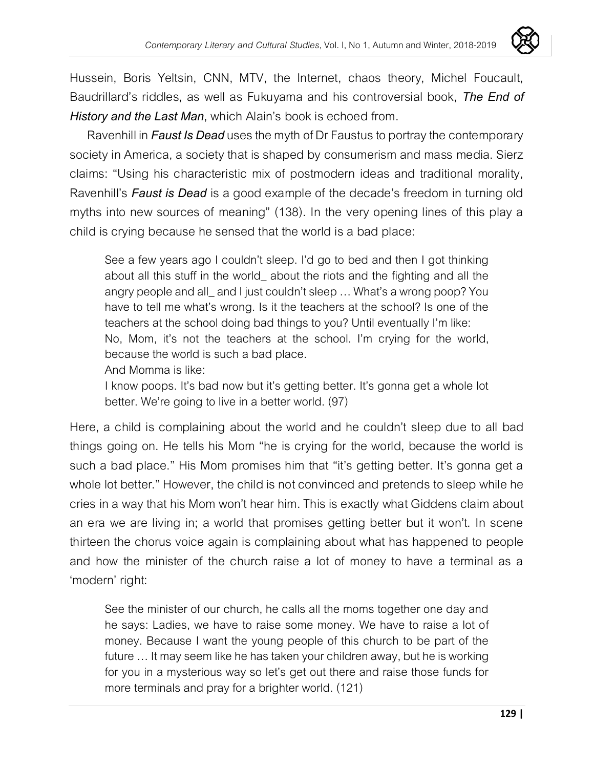Hussein, Boris Yeltsin, CNN, MTV, the Internet, chaos theory, Michel Foucault, Baudrillard's riddles, as well as Fukuyama and his controversial book, ***The End of History and the Last Man***, which Alain's book is echoed from.

Ravenhill in ***Faust Is Dead*** uses the myth of Dr Faustus to portray the contemporary society in America, a society that is shaped by consumerism and mass media. Sierz claims: "Using his characteristic mix of postmodern ideas and traditional morality, Ravenhill's ***Faust is Dead*** is a good example of the decade's freedom in turning old myths into new sources of meaning" (138). In the very opening lines of this play a child is crying because he sensed that the world is a bad place:

> See a few years ago I couldn't sleep. I'd go to bed and then I got thinking about all this stuff in the world_ about the riots and the fighting and all the angry people and all_ and I just couldn't sleep … What's a wrong poop? You have to tell me what's wrong. Is it the teachers at the school? Is one of the teachers at the school doing bad things to you? Until eventually I'm like:
> No, Mom, it's not the teachers at the school. I'm crying for the world, because the world is such a bad place.
> And Momma is like:
> I know poops. It's bad now but it's getting better. It's gonna get a whole lot better. We're going to live in a better world. (97)

Here, a child is complaining about the world and he couldn't sleep due to all bad things going on. He tells his Mom "he is crying for the world, because the world is such a bad place." His Mom promises him that "it's getting better. It's gonna get a whole lot better." However, the child is not convinced and pretends to sleep while he cries in a way that his Mom won't hear him. This is exactly what Giddens claim about an era we are living in; a world that promises getting better but it won't. In scene thirteen the chorus voice again is complaining about what has happened to people and how the minister of the church raise a lot of money to have a terminal as a 'modern' right:

> See the minister of our church, he calls all the moms together one day and he says: Ladies, we have to raise some money. We have to raise a lot of money. Because I want the young people of this church to be part of the future … It may seem like he has taken your children away, but he is working for you in a mysterious way so let's get out there and raise those funds for more terminals and pray for a brighter world. (121)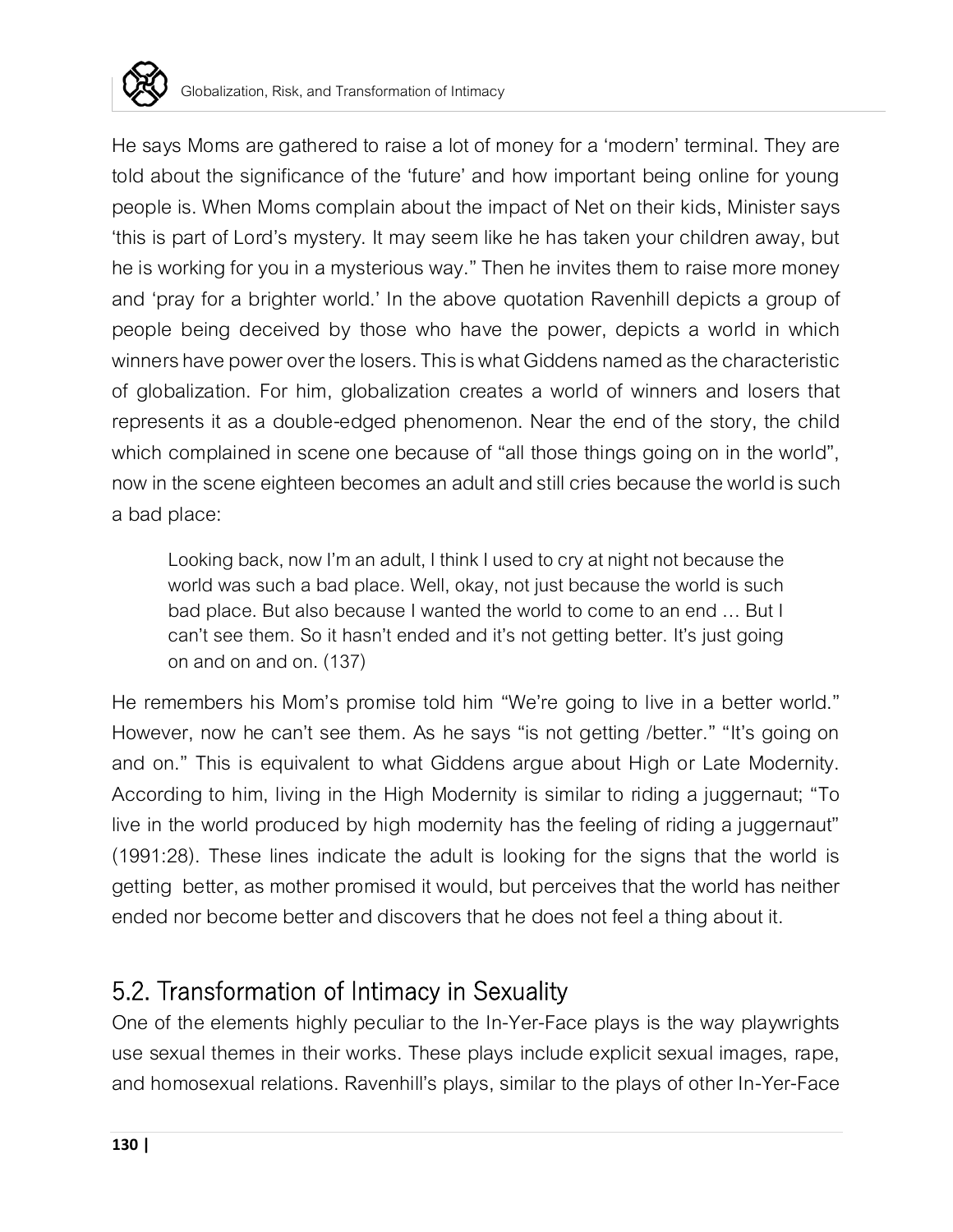He says Moms are gathered to raise a lot of money for a 'modern' terminal. They are told about the significance of the 'future' and how important being online for young people is. When Moms complain about the impact of Net on their kids, Minister says 'this is part of Lord's mystery. It may seem like he has taken your children away, but he is working for you in a mysterious way." Then he invites them to raise more money and 'pray for a brighter world.' In the above quotation Ravenhill depicts a group of people being deceived by those who have the power, depicts a world in which winners have power over the losers. This is what Giddens named as the characteristic of globalization. For him, globalization creates a world of winners and losers that represents it as a double-edged phenomenon. Near the end of the story, the child which complained in scene one because of "all those things going on in the world", now in the scene eighteen becomes an adult and still cries because the world is such a bad place:

> Looking back, now I'm an adult, I think I used to cry at night not because the world was such a bad place. Well, okay, not just because the world is such bad place. But also because I wanted the world to come to an end … But I can't see them. So it hasn't ended and it's not getting better. It's just going on and on and on. (137)

He remembers his Mom's promise told him "We're going to live in a better world." However, now he can't see them. As he says "is not getting /better." "It's going on and on." This is equivalent to what Giddens argue about High or Late Modernity. According to him, living in the High Modernity is similar to riding a juggernaut; "To live in the world produced by high modernity has the feeling of riding a juggernaut" (1991:28). These lines indicate the adult is looking for the signs that the world is getting better, as mother promised it would, but perceives that the world has neither ended nor become better and discovers that he does not feel a thing about it.

## 5.2. Transformation of Intimacy in Sexuality

One of the elements highly peculiar to the In-Yer-Face plays is the way playwrights use sexual themes in their works. These plays include explicit sexual images, rape, and homosexual relations. Ravenhill's plays, similar to the plays of other In-Yer-Face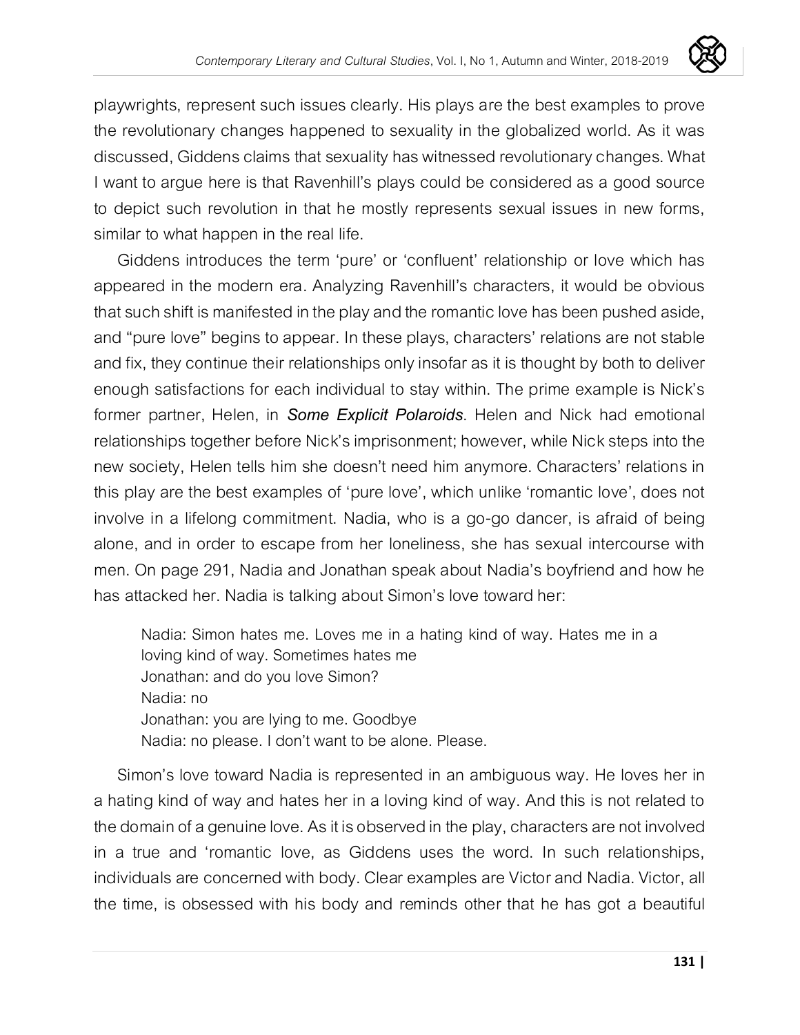playwrights, represent such issues clearly. His plays are the best examples to prove the revolutionary changes happened to sexuality in the globalized world. As it was discussed, Giddens claims that sexuality has witnessed revolutionary changes. What I want to argue here is that Ravenhill's plays could be considered as a good source to depict such revolution in that he mostly represents sexual issues in new forms, similar to what happen in the real life.

Giddens introduces the term 'pure' or 'confluent' relationship or love which has appeared in the modern era. Analyzing Ravenhill's characters, it would be obvious that such shift is manifested in the play and the romantic love has been pushed aside, and "pure love" begins to appear. In these plays, characters' relations are not stable and fix, they continue their relationships only insofar as it is thought by both to deliver enough satisfactions for each individual to stay within. The prime example is Nick's former partner, Helen, in ***Some Explicit Polaroids***. Helen and Nick had emotional relationships together before Nick's imprisonment; however, while Nick steps into the new society, Helen tells him she doesn't need him anymore. Characters' relations in this play are the best examples of 'pure love', which unlike 'romantic love', does not involve in a lifelong commitment. Nadia, who is a go-go dancer, is afraid of being alone, and in order to escape from her loneliness, she has sexual intercourse with men. On page 291, Nadia and Jonathan speak about Nadia's boyfriend and how he has attacked her. Nadia is talking about Simon's love toward her:

> Nadia: Simon hates me. Loves me in a hating kind of way. Hates me in a loving kind of way. Sometimes hates me
> Jonathan: and do you love Simon?
> Nadia: no
> Jonathan: you are lying to me. Goodbye
> Nadia: no please. I don't want to be alone. Please.

Simon's love toward Nadia is represented in an ambiguous way. He loves her in a hating kind of way and hates her in a loving kind of way. And this is not related to the domain of a genuine love. As it is observed in the play, characters are not involved in a true and 'romantic love, as Giddens uses the word. In such relationships, individuals are concerned with body. Clear examples are Victor and Nadia. Victor, all the time, is obsessed with his body and reminds other that he has got a beautiful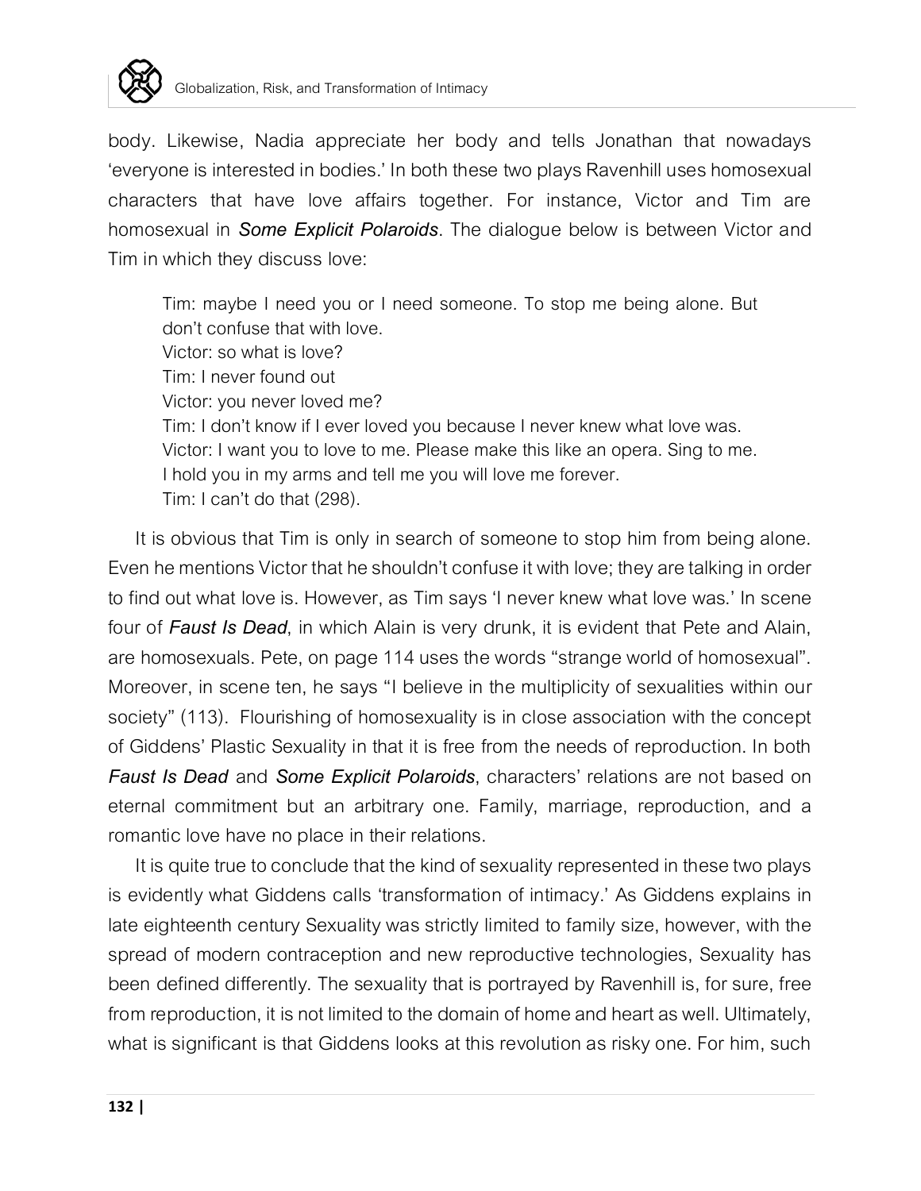body. Likewise, Nadia appreciate her body and tells Jonathan that nowadays 'everyone is interested in bodies.' In both these two plays Ravenhill uses homosexual characters that have love affairs together. For instance, Victor and Tim are homosexual in ***Some Explicit Polaroids***. The dialogue below is between Victor and Tim in which they discuss love:

> Tim: maybe I need you or I need someone. To stop me being alone. But don't confuse that with love.
> Victor: so what is love?
> Tim: I never found out
> Victor: you never loved me?
> Tim: I don't know if I ever loved you because I never knew what love was.
> Victor: I want you to love to me. Please make this like an opera. Sing to me. I hold you in my arms and tell me you will love me forever.
> Tim: I can't do that (298).

It is obvious that Tim is only in search of someone to stop him from being alone. Even he mentions Victor that he shouldn't confuse it with love; they are talking in order to find out what love is. However, as Tim says 'I never knew what love was.' In scene four of ***Faust Is Dead***, in which Alain is very drunk, it is evident that Pete and Alain, are homosexuals. Pete, on page 114 uses the words "strange world of homosexual". Moreover, in scene ten, he says "I believe in the multiplicity of sexualities within our society" (113). Flourishing of homosexuality is in close association with the concept of Giddens' Plastic Sexuality in that it is free from the needs of reproduction. In both ***Faust Is Dead*** and ***Some Explicit Polaroids***, characters' relations are not based on eternal commitment but an arbitrary one. Family, marriage, reproduction, and a romantic love have no place in their relations.

It is quite true to conclude that the kind of sexuality represented in these two plays is evidently what Giddens calls 'transformation of intimacy.' As Giddens explains in late eighteenth century Sexuality was strictly limited to family size, however, with the spread of modern contraception and new reproductive technologies, Sexuality has been defined differently. The sexuality that is portrayed by Ravenhill is, for sure, free from reproduction, it is not limited to the domain of home and heart as well. Ultimately, what is significant is that Giddens looks at this revolution as risky one. For him, such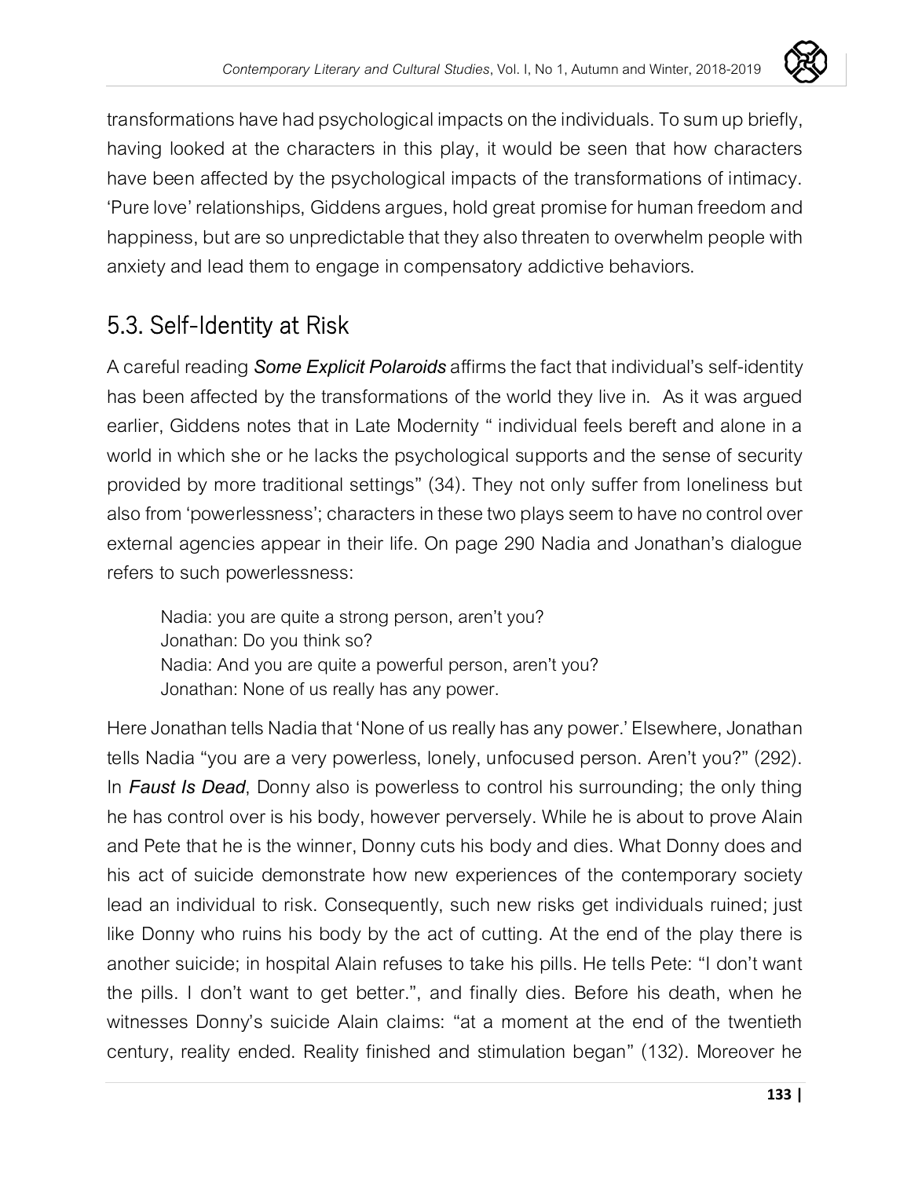transformations have had psychological impacts on the individuals. To sum up briefly, having looked at the characters in this play, it would be seen that how characters have been affected by the psychological impacts of the transformations of intimacy. 'Pure love' relationships, Giddens argues, hold great promise for human freedom and happiness, but are so unpredictable that they also threaten to overwhelm people with anxiety and lead them to engage in compensatory addictive behaviors.

## 5.3. Self-Identity at Risk

A careful reading ***Some Explicit Polaroids*** affirms the fact that individual's self-identity has been affected by the transformations of the world they live in. As it was argued earlier, Giddens notes that in Late Modernity " individual feels bereft and alone in a world in which she or he lacks the psychological supports and the sense of security provided by more traditional settings" (34). They not only suffer from loneliness but also from 'powerlessness'; characters in these two plays seem to have no control over external agencies appear in their life. On page 290 Nadia and Jonathan's dialogue refers to such powerlessness:

> Nadia: you are quite a strong person, aren't you?
> Jonathan: Do you think so?
> Nadia: And you are quite a powerful person, aren't you?
> Jonathan: None of us really has any power.

Here Jonathan tells Nadia that 'None of us really has any power.' Elsewhere, Jonathan tells Nadia "you are a very powerless, lonely, unfocused person. Aren't you?" (292). In ***Faust Is Dead***, Donny also is powerless to control his surrounding; the only thing he has control over is his body, however perversely. While he is about to prove Alain and Pete that he is the winner, Donny cuts his body and dies. What Donny does and his act of suicide demonstrate how new experiences of the contemporary society lead an individual to risk. Consequently, such new risks get individuals ruined; just like Donny who ruins his body by the act of cutting. At the end of the play there is another suicide; in hospital Alain refuses to take his pills. He tells Pete: "I don't want the pills. I don't want to get better.", and finally dies. Before his death, when he witnesses Donny's suicide Alain claims: "at a moment at the end of the twentieth century, reality ended. Reality finished and stimulation began" (132). Moreover he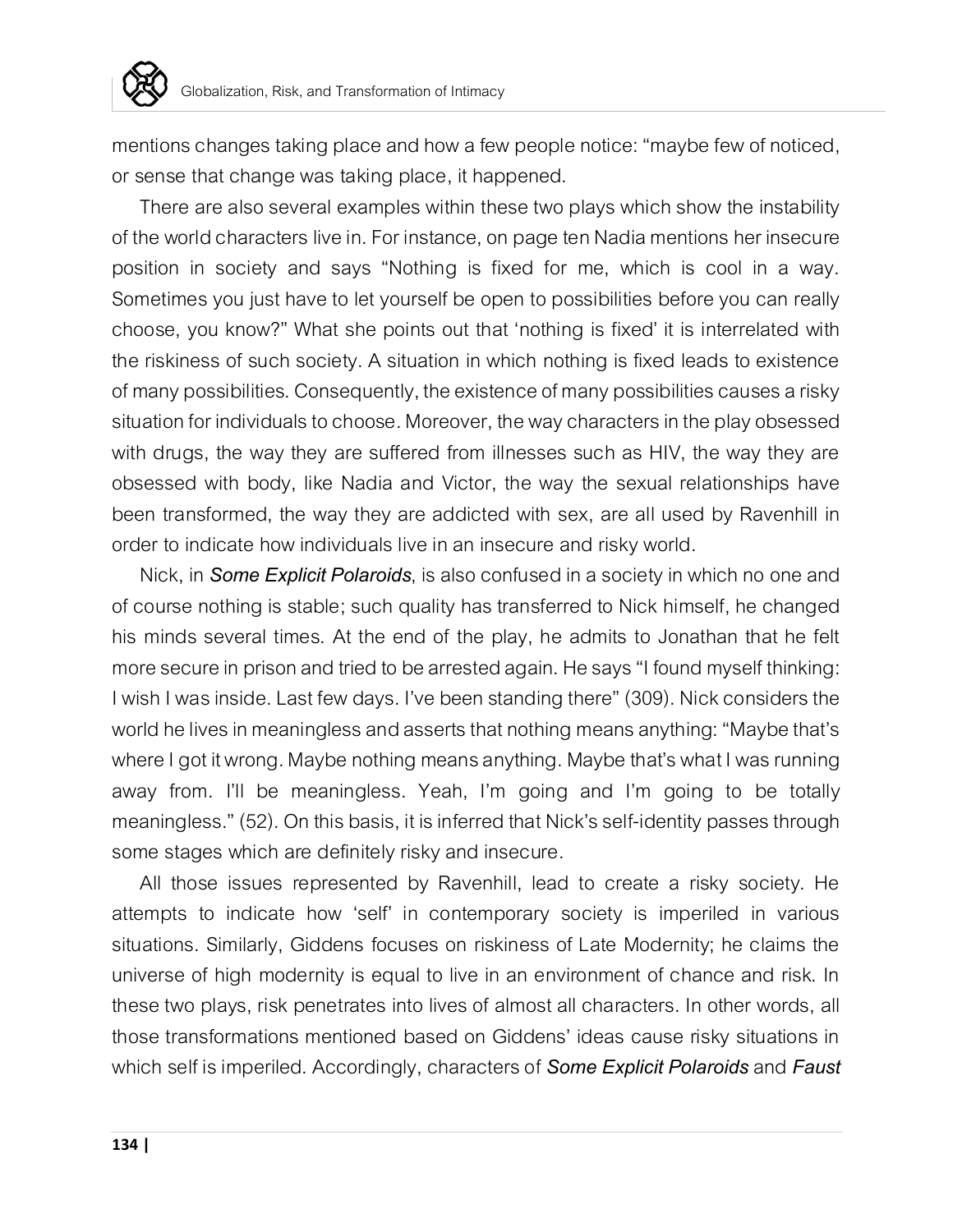mentions changes taking place and how a few people notice: "maybe few of noticed, or sense that change was taking place, it happened.

There are also several examples within these two plays which show the instability of the world characters live in. For instance, on page ten Nadia mentions her insecure position in society and says "Nothing is fixed for me, which is cool in a way. Sometimes you just have to let yourself be open to possibilities before you can really choose, you know?" What she points out that 'nothing is fixed' it is interrelated with the riskiness of such society. A situation in which nothing is fixed leads to existence of many possibilities. Consequently, the existence of many possibilities causes a risky situation for individuals to choose. Moreover, the way characters in the play obsessed with drugs, the way they are suffered from illnesses such as HIV, the way they are obsessed with body, like Nadia and Victor, the way the sexual relationships have been transformed, the way they are addicted with sex, are all used by Ravenhill in order to indicate how individuals live in an insecure and risky world.

Nick, in ***Some Explicit Polaroids***, is also confused in a society in which no one and of course nothing is stable; such quality has transferred to Nick himself, he changed his minds several times. At the end of the play, he admits to Jonathan that he felt more secure in prison and tried to be arrested again. He says "I found myself thinking: I wish I was inside. Last few days. I've been standing there" (309). Nick considers the world he lives in meaningless and asserts that nothing means anything: "Maybe that's where I got it wrong. Maybe nothing means anything. Maybe that's what I was running away from. I'll be meaningless. Yeah, I'm going and I'm going to be totally meaningless." (52). On this basis, it is inferred that Nick's self-identity passes through some stages which are definitely risky and insecure.

All those issues represented by Ravenhill, lead to create a risky society. He attempts to indicate how 'self' in contemporary society is imperiled in various situations. Similarly, Giddens focuses on riskiness of Late Modernity; he claims the universe of high modernity is equal to live in an environment of chance and risk. In these two plays, risk penetrates into lives of almost all characters. In other words, all those transformations mentioned based on Giddens' ideas cause risky situations in which self is imperiled. Accordingly, characters of ***Some Explicit Polaroids*** and ***Faust***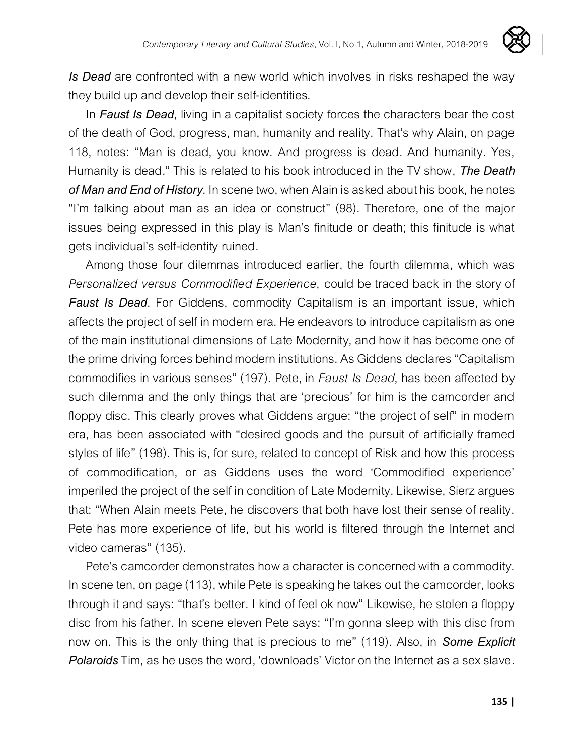***Is Dead*** are confronted with a new world which involves in risks reshaped the way they build up and develop their self-identities.

In ***Faust Is Dead***, living in a capitalist society forces the characters bear the cost of the death of God, progress, man, humanity and reality. That's why Alain, on page 118, notes: "Man is dead, you know. And progress is dead. And humanity. Yes, Humanity is dead." This is related to his book introduced in the TV show, ***The Death of Man and End of History***. In scene two, when Alain is asked about his book, he notes "I'm talking about man as an idea or construct" (98). Therefore, one of the major issues being expressed in this play is Man's finitude or death; this finitude is what gets individual's self-identity ruined.

Among those four dilemmas introduced earlier, the fourth dilemma, which was *Personalized versus Commodified Experience*, could be traced back in the story of ***Faust Is Dead***. For Giddens, commodity Capitalism is an important issue, which affects the project of self in modern era. He endeavors to introduce capitalism as one of the main institutional dimensions of Late Modernity, and how it has become one of the prime driving forces behind modern institutions. As Giddens declares "Capitalism commodifies in various senses" (197). Pete, in *Faust Is Dead*, has been affected by such dilemma and the only things that are 'precious' for him is the camcorder and floppy disc. This clearly proves what Giddens argue: "the project of self" in modern era, has been associated with "desired goods and the pursuit of artificially framed styles of life" (198). This is, for sure, related to concept of Risk and how this process of commodification, or as Giddens uses the word 'Commodified experience' imperiled the project of the self in condition of Late Modernity. Likewise, Sierz argues that: "When Alain meets Pete, he discovers that both have lost their sense of reality. Pete has more experience of life, but his world is filtered through the Internet and video cameras" (135).

Pete's camcorder demonstrates how a character is concerned with a commodity. In scene ten, on page (113), while Pete is speaking he takes out the camcorder, looks through it and says: "that's better. I kind of feel ok now" Likewise, he stolen a floppy disc from his father. In scene eleven Pete says: "I'm gonna sleep with this disc from now on. This is the only thing that is precious to me" (119). Also, in ***Some Explicit Polaroids*** Tim, as he uses the word, 'downloads' Victor on the Internet as a sex slave.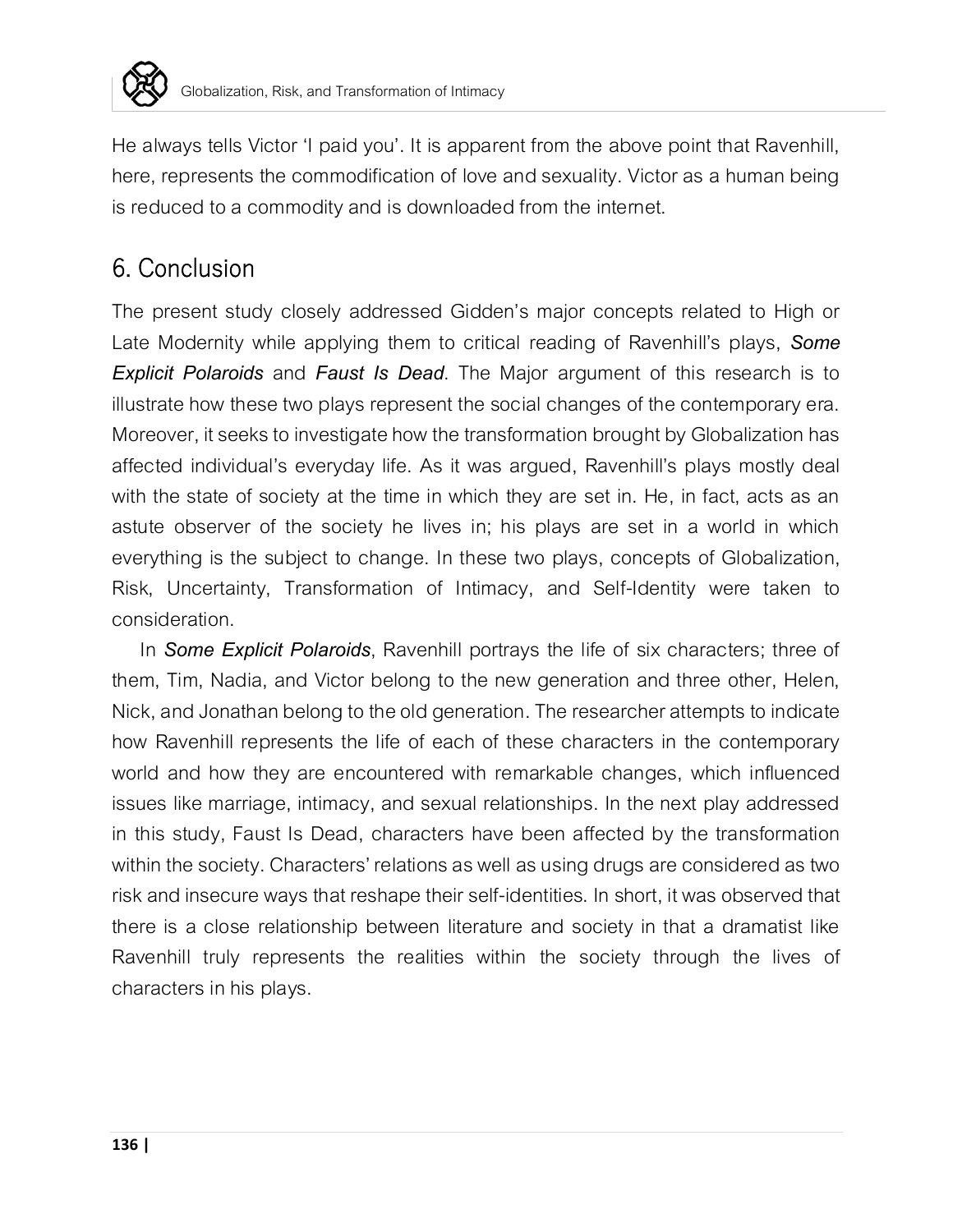He always tells Victor 'I paid you'. It is apparent from the above point that Ravenhill, here, represents the commodification of love and sexuality. Victor as a human being is reduced to a commodity and is downloaded from the internet.

## 6. Conclusion

The present study closely addressed Gidden's major concepts related to High or Late Modernity while applying them to critical reading of Ravenhill's plays, ***Some Explicit Polaroids*** and ***Faust Is Dead***. The Major argument of this research is to illustrate how these two plays represent the social changes of the contemporary era. Moreover, it seeks to investigate how the transformation brought by Globalization has affected individual's everyday life. As it was argued, Ravenhill's plays mostly deal with the state of society at the time in which they are set in. He, in fact, acts as an astute observer of the society he lives in; his plays are set in a world in which everything is the subject to change. In these two plays, concepts of Globalization, Risk, Uncertainty, Transformation of Intimacy, and Self-Identity were taken to consideration.

In ***Some Explicit Polaroids***, Ravenhill portrays the life of six characters; three of them, Tim, Nadia, and Victor belong to the new generation and three other, Helen, Nick, and Jonathan belong to the old generation. The researcher attempts to indicate how Ravenhill represents the life of each of these characters in the contemporary world and how they are encountered with remarkable changes, which influenced issues like marriage, intimacy, and sexual relationships. In the next play addressed in this study, Faust Is Dead, characters have been affected by the transformation within the society. Characters' relations as well as using drugs are considered as two risk and insecure ways that reshape their self-identities. In short, it was observed that there is a close relationship between literature and society in that a dramatist like Ravenhill truly represents the realities within the society through the lives of characters in his plays.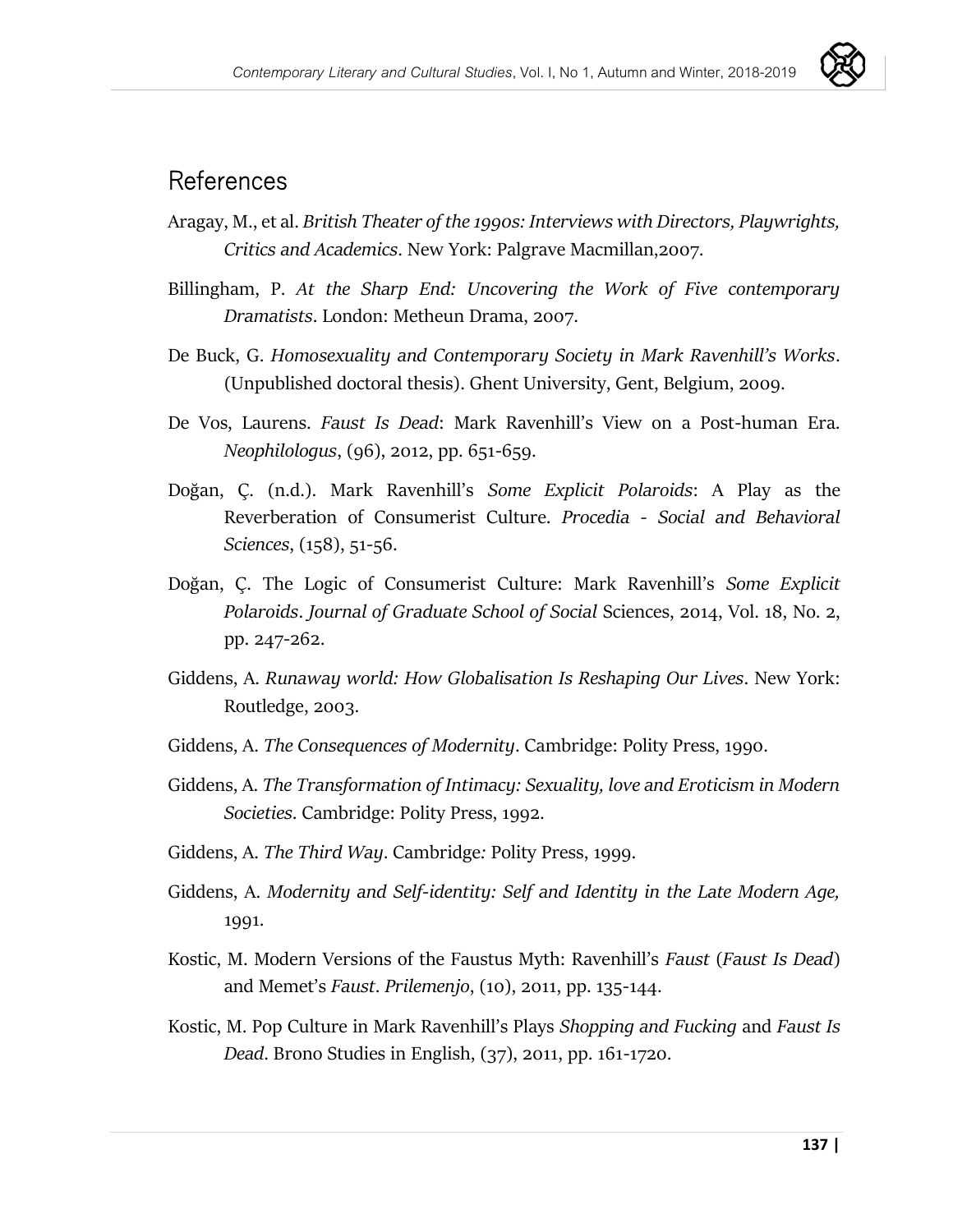## References

Aragay, M., et al. *British Theater of the 1990s: Interviews with Directors, Playwrights, Critics and Academics*. New York: Palgrave Macmillan,2007.

Billingham, P. *At the Sharp End: Uncovering the Work of Five contemporary Dramatists*. London: Metheun Drama, 2007.

De Buck, G. *Homosexuality and Contemporary Society in Mark Ravenhill's Works*. (Unpublished doctoral thesis). Ghent University, Gent, Belgium, 2009.

De Vos, Laurens. *Faust Is Dead*: Mark Ravenhill's View on a Post-human Era. *Neophilologus*, (96), 2012, pp. 651-659.

Doğan, Ç. (n.d.). Mark Ravenhill's *Some Explicit Polaroids*: A Play as the Reverberation of Consumerist Culture. *Procedia - Social and Behavioral Sciences*, (158), 51-56.

Doğan, Ç. The Logic of Consumerist Culture: Mark Ravenhill's *Some Explicit Polaroids*. *Journal of Graduate School of Social* Sciences, 2014, Vol. 18, No. 2, pp. 247-262.

Giddens, A. *Runaway world: How Globalisation Is Reshaping Our Lives*. New York: Routledge, 2003.

Giddens, A. *The Consequences of Modernity*. Cambridge: Polity Press, 1990.

Giddens, A. *The Transformation of Intimacy: Sexuality, love and Eroticism in Modern Societies*. Cambridge: Polity Press, 1992.

Giddens, A. *The Third Way*. Cambridge: Polity Press, 1999.

Giddens, A. *Modernity and Self-identity: Self and Identity in the Late Modern Age,* 1991.

Kostic, M. Modern Versions of the Faustus Myth: Ravenhill's *Faust* (*Faust Is Dead*) and Memet's *Faust*. *Prilemenjo*, (10), 2011, pp. 135-144.

Kostic, M. Pop Culture in Mark Ravenhill's Plays *Shopping and Fucking* and *Faust Is Dead*. Brono Studies in English, (37), 2011, pp. 161-1720.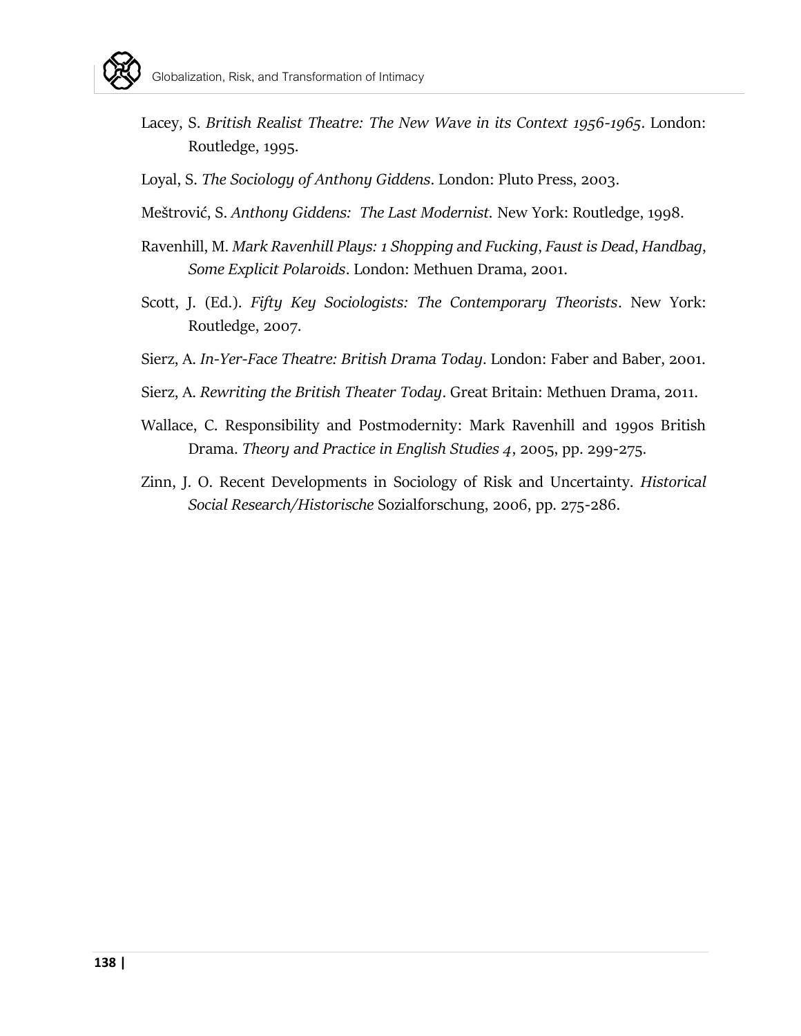Lacey, S. *British Realist Theatre: The New Wave in its Context 1956-1965*. London: Routledge, 1995.

Loyal, S. *The Sociology of Anthony Giddens*. London: Pluto Press, 2003.

Meštrović, S. *Anthony Giddens: The Last Modernist.* New York: Routledge, 1998.

Ravenhill, M. *Mark Ravenhill Plays: 1 Shopping and Fucking*, *Faust is Dead*, *Handbag*, *Some Explicit Polaroids*. London: Methuen Drama, 2001.

Scott, J. (Ed.). *Fifty Key Sociologists: The Contemporary Theorists*. New York: Routledge, 2007.

Sierz, A. *In-Yer-Face Theatre: British Drama Today*. London: Faber and Baber, 2001.

Sierz, A. *Rewriting the British Theater Today*. Great Britain: Methuen Drama, 2011.

Wallace, C. Responsibility and Postmodernity: Mark Ravenhill and 1990s British Drama. *Theory and Practice in English Studies 4*, 2005, pp. 299-275.

Zinn, J. O. Recent Developments in Sociology of Risk and Uncertainty. *Historical Social Research/Historische* Sozialforschung, 2006, pp. 275-286.